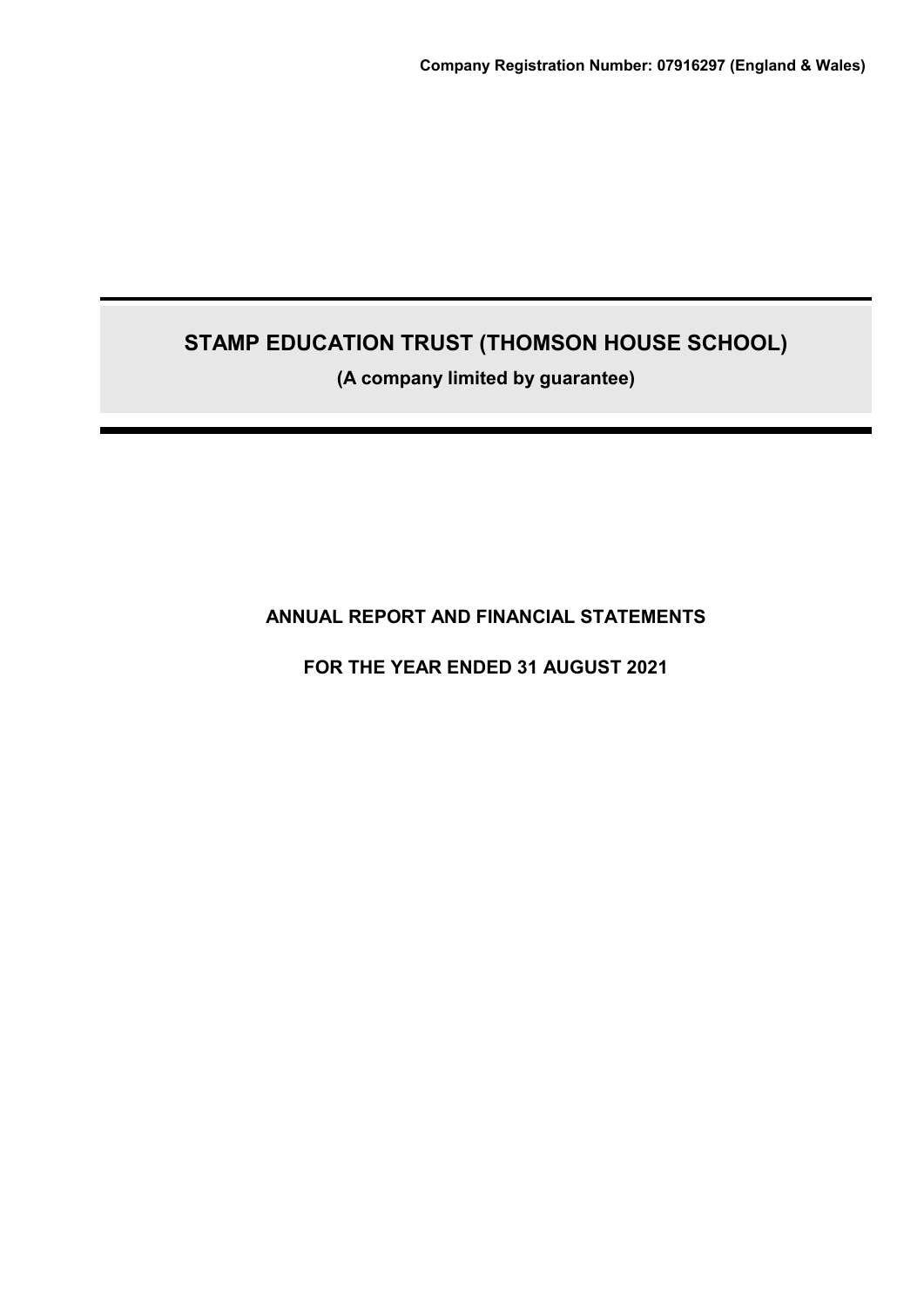**Company Registration Number: 07916297 (England & Wales)**

# STAMP EDUCATION TRUST (THOMSON HOUSE SCHOOL)

**(A company limited by guarantee)**

## ANNUAL REPORT AND FINANCIAL STATEMENTS

## FOR THE YEAR ENDED 31 AUGUST 2021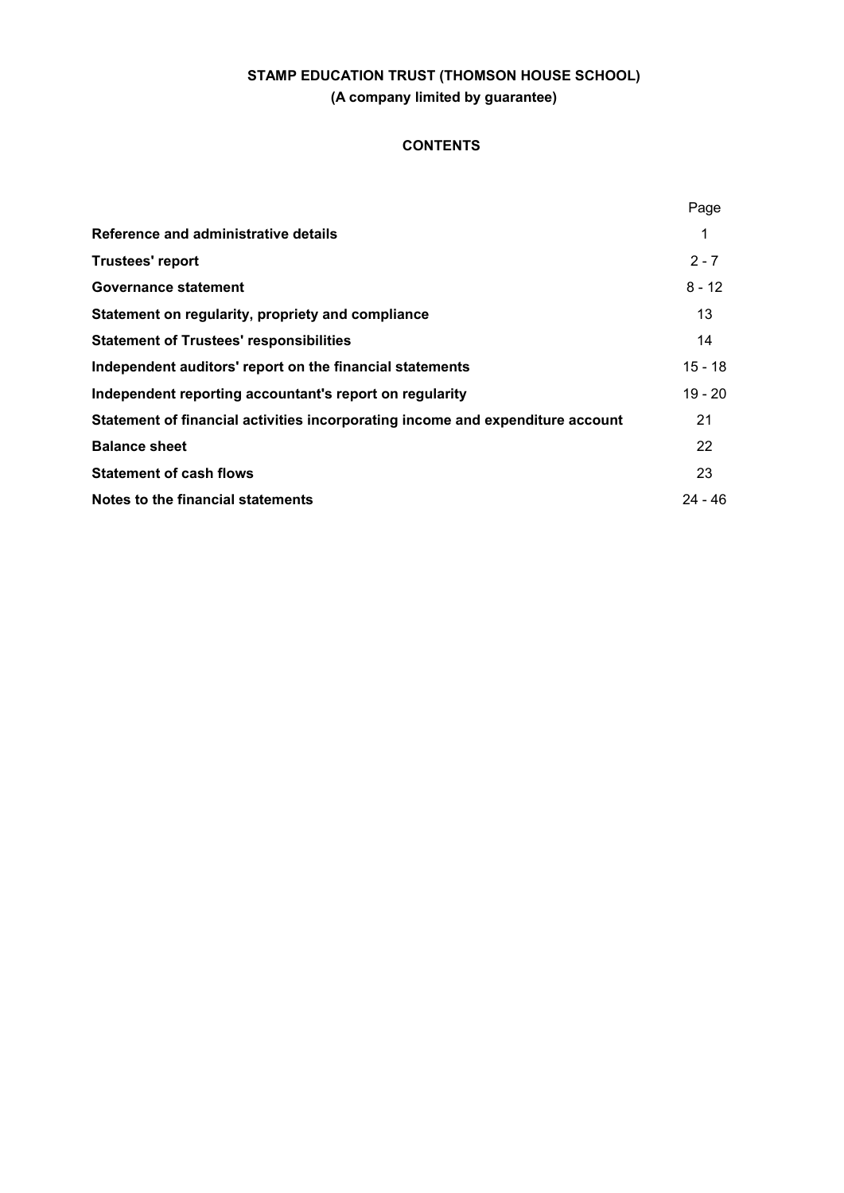**STAMP EDUCATION TRUST (THOMSON HOUSE SCHOOL)**

**(A company limited by guarantee)**

# CONTENTS

| | Page |
|---|---|
| **Reference and administrative details** | 1 |
| **Trustees' report** | 2 - 7 |
| **Governance statement** | 8 - 12 |
| **Statement on regularity, propriety and compliance** | 13 |
| **Statement of Trustees' responsibilities** | 14 |
| **Independent auditors' report on the financial statements** | 15 - 18 |
| **Independent reporting accountant's report on regularity** | 19 - 20 |
| **Statement of financial activities incorporating income and expenditure account** | 21 |
| **Balance sheet** | 22 |
| **Statement of cash flows** | 23 |
| **Notes to the financial statements** | 24 - 46 |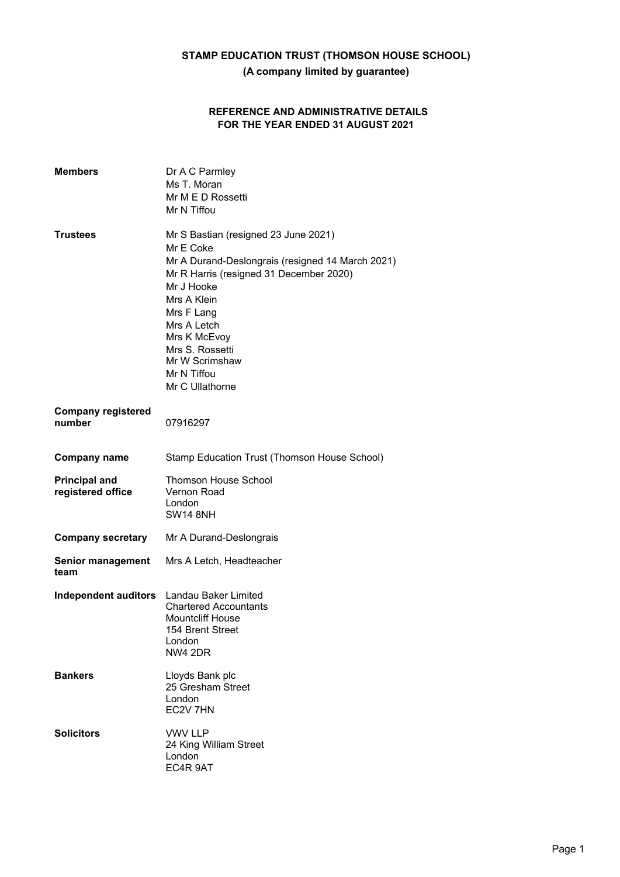**STAMP EDUCATION TRUST (THOMSON HOUSE SCHOOL)**

**(A company limited by guarantee)**

**REFERENCE AND ADMINISTRATIVE DETAILS FOR THE YEAR ENDED 31 AUGUST 2021**

| | |
|---|---|
| **Members** | Dr A C Parmley<br>Ms T. Moran<br>Mr M E D Rossetti<br>Mr N Tiffou |
| **Trustees** | Mr S Bastian (resigned 23 June 2021)<br>Mr E Coke<br>Mr A Durand-Deslongrais (resigned 14 March 2021)<br>Mr R Harris (resigned 31 December 2020)<br>Mr J Hooke<br>Mrs A Klein<br>Mrs F Lang<br>Mrs A Letch<br>Mrs K McEvoy<br>Mrs S. Rossetti<br>Mr W Scrimshaw<br>Mr N Tiffou<br>Mr C Ullathorne |
| **Company registered number** | 07916297 |
| **Company name** | Stamp Education Trust (Thomson House School) |
| **Principal and registered office** | Thomson House School<br>Vernon Road<br>London<br>SW14 8NH |
| **Company secretary** | Mr A Durand-Deslongrais |
| **Senior management team** | Mrs A Letch, Headteacher |
| **Independent auditors** | Landau Baker Limited<br>Chartered Accountants<br>Mountcliff House<br>154 Brent Street<br>London<br>NW4 2DR |
| **Bankers** | Lloyds Bank plc<br>25 Gresham Street<br>London<br>EC2V 7HN |
| **Solicitors** | VWV LLP<br>24 King William Street<br>London<br>EC4R 9AT |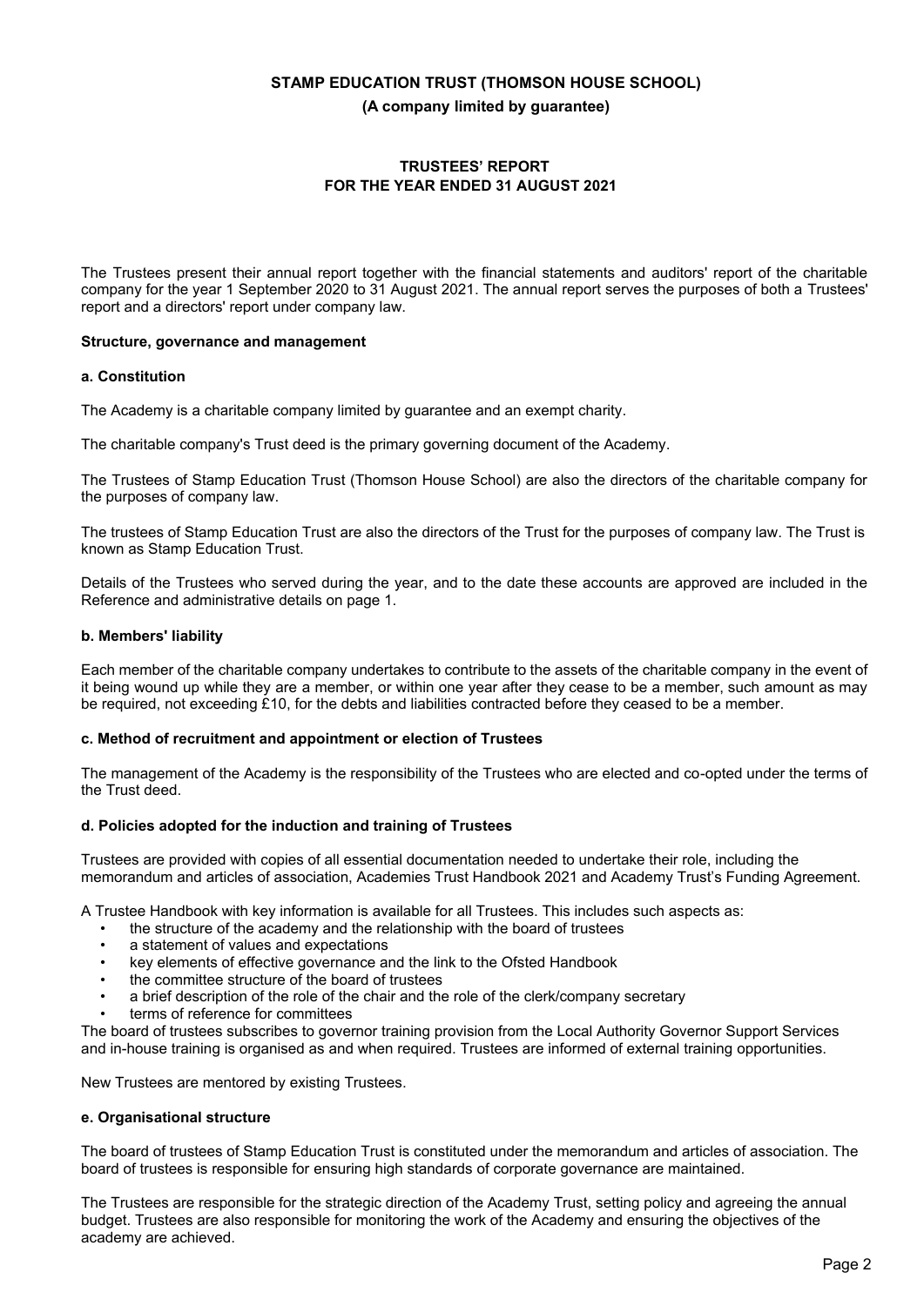# STAMP EDUCATION TRUST (THOMSON HOUSE SCHOOL)

**(A company limited by guarantee)**

## TRUSTEES' REPORT
## FOR THE YEAR ENDED 31 AUGUST 2021

The Trustees present their annual report together with the financial statements and auditors' report of the charitable company for the year 1 September 2020 to 31 August 2021. The annual report serves the purposes of both a Trustees' report and a directors' report under company law.

### Structure, governance and management

#### a. Constitution

The Academy is a charitable company limited by guarantee and an exempt charity.

The charitable company's Trust deed is the primary governing document of the Academy.

The Trustees of Stamp Education Trust (Thomson House School) are also the directors of the charitable company for the purposes of company law.

The trustees of Stamp Education Trust are also the directors of the Trust for the purposes of company law. The Trust is known as Stamp Education Trust.

Details of the Trustees who served during the year, and to the date these accounts are approved are included in the Reference and administrative details on page 1.

#### b. Members' liability

Each member of the charitable company undertakes to contribute to the assets of the charitable company in the event of it being wound up while they are a member, or within one year after they cease to be a member, such amount as may be required, not exceeding £10, for the debts and liabilities contracted before they ceased to be a member.

#### c. Method of recruitment and appointment or election of Trustees

The management of the Academy is the responsibility of the Trustees who are elected and co-opted under the terms of the Trust deed.

#### d. Policies adopted for the induction and training of Trustees

Trustees are provided with copies of all essential documentation needed to undertake their role, including the memorandum and articles of association, Academies Trust Handbook 2021 and Academy Trust's Funding Agreement.

A Trustee Handbook with key information is available for all Trustees. This includes such aspects as:

- the structure of the academy and the relationship with the board of trustees
- a statement of values and expectations
- key elements of effective governance and the link to the Ofsted Handbook
- the committee structure of the board of trustees
- a brief description of the role of the chair and the role of the clerk/company secretary
- terms of reference for committees

The board of trustees subscribes to governor training provision from the Local Authority Governor Support Services and in-house training is organised as and when required. Trustees are informed of external training opportunities.

New Trustees are mentored by existing Trustees.

#### e. Organisational structure

The board of trustees of Stamp Education Trust is constituted under the memorandum and articles of association. The board of trustees is responsible for ensuring high standards of corporate governance are maintained.

The Trustees are responsible for the strategic direction of the Academy Trust, setting policy and agreeing the annual budget. Trustees are also responsible for monitoring the work of the Academy and ensuring the objectives of the academy are achieved.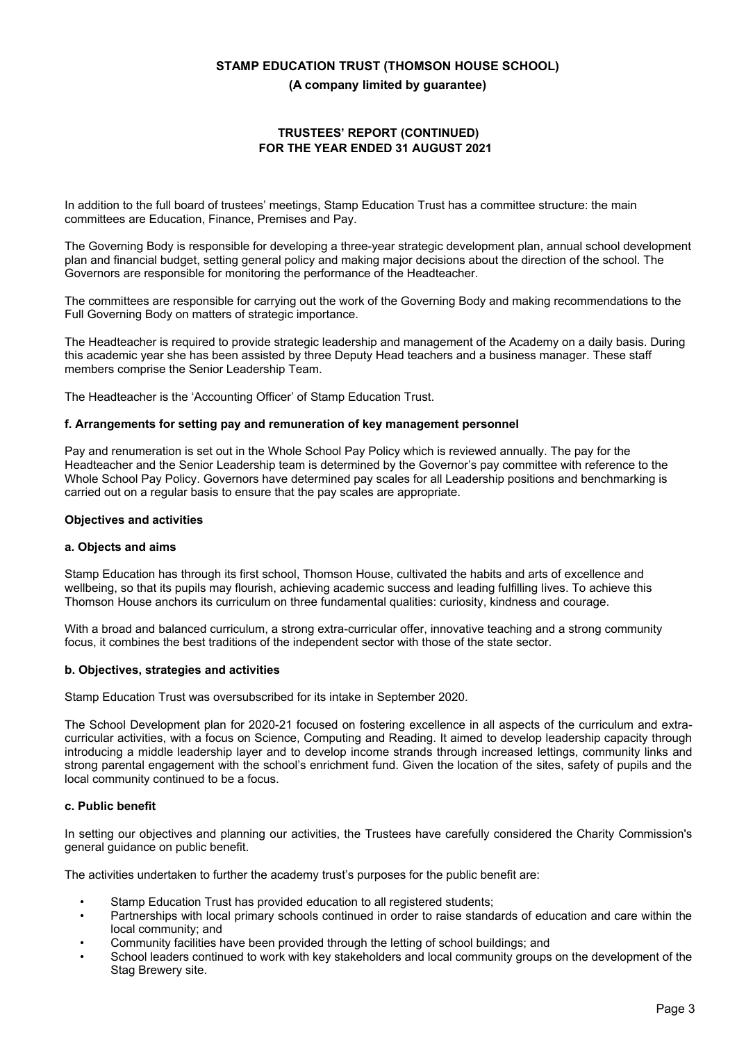In addition to the full board of trustees' meetings, Stamp Education Trust has a committee structure: the main committees are Education, Finance, Premises and Pay.

The Governing Body is responsible for developing a three-year strategic development plan, annual school development plan and financial budget, setting general policy and making major decisions about the direction of the school. The Governors are responsible for monitoring the performance of the Headteacher.

The committees are responsible for carrying out the work of the Governing Body and making recommendations to the Full Governing Body on matters of strategic importance.

The Headteacher is required to provide strategic leadership and management of the Academy on a daily basis. During this academic year she has been assisted by three Deputy Head teachers and a business manager. These staff members comprise the Senior Leadership Team.

The Headteacher is the 'Accounting Officer' of Stamp Education Trust.

**f. Arrangements for setting pay and remuneration of key management personnel**

Pay and renumeration is set out in the Whole School Pay Policy which is reviewed annually. The pay for the Headteacher and the Senior Leadership team is determined by the Governor's pay committee with reference to the Whole School Pay Policy. Governors have determined pay scales for all Leadership positions and benchmarking is carried out on a regular basis to ensure that the pay scales are appropriate.

**Objectives and activities**

**a. Objects and aims**

Stamp Education has through its first school, Thomson House, cultivated the habits and arts of excellence and wellbeing, so that its pupils may flourish, achieving academic success and leading fulfilling lives. To achieve this Thomson House anchors its curriculum on three fundamental qualities: curiosity, kindness and courage.

With a broad and balanced curriculum, a strong extra-curricular offer, innovative teaching and a strong community focus, it combines the best traditions of the independent sector with those of the state sector.

**b. Objectives, strategies and activities**

Stamp Education Trust was oversubscribed for its intake in September 2020.

The School Development plan for 2020-21 focused on fostering excellence in all aspects of the curriculum and extra-curricular activities, with a focus on Science, Computing and Reading. It aimed to develop leadership capacity through introducing a middle leadership layer and to develop income strands through increased lettings, community links and strong parental engagement with the school's enrichment fund. Given the location of the sites, safety of pupils and the local community continued to be a focus.

**c. Public benefit**

In setting our objectives and planning our activities, the Trustees have carefully considered the Charity Commission's general guidance on public benefit.

The activities undertaken to further the academy trust's purposes for the public benefit are:

- Stamp Education Trust has provided education to all registered students;
- Partnerships with local primary schools continued in order to raise standards of education and care within the local community; and
- Community facilities have been provided through the letting of school buildings; and
- School leaders continued to work with key stakeholders and local community groups on the development of the Stag Brewery site.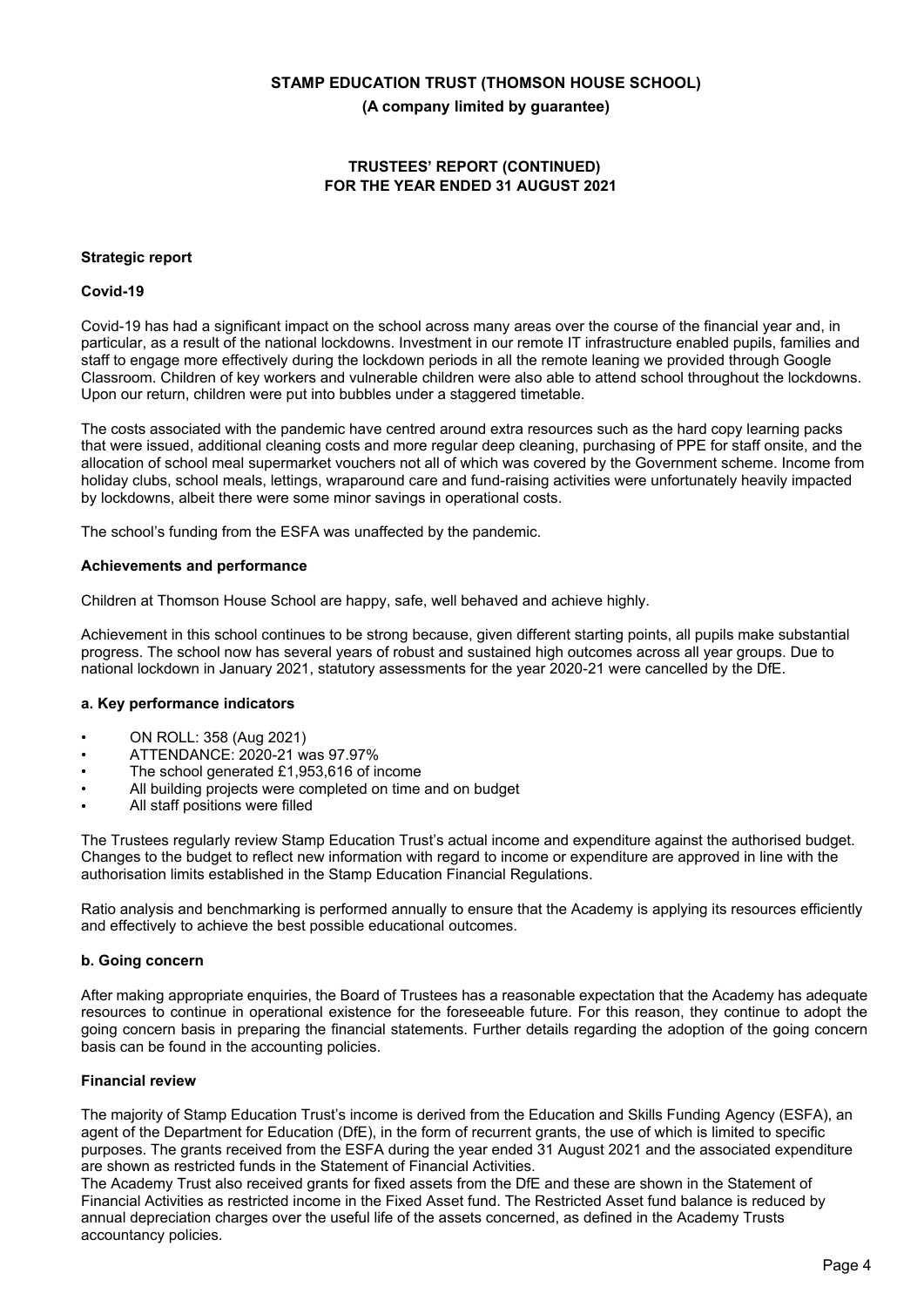**STAMP EDUCATION TRUST (THOMSON HOUSE SCHOOL)**

**(A company limited by guarantee)**

**TRUSTEES' REPORT (CONTINUED)**
**FOR THE YEAR ENDED 31 AUGUST 2021**

**Strategic report**

**Covid-19**

Covid-19 has had a significant impact on the school across many areas over the course of the financial year and, in particular, as a result of the national lockdowns. Investment in our remote IT infrastructure enabled pupils, families and staff to engage more effectively during the lockdown periods in all the remote leaning we provided through Google Classroom. Children of key workers and vulnerable children were also able to attend school throughout the lockdowns. Upon our return, children were put into bubbles under a staggered timetable.

The costs associated with the pandemic have centred around extra resources such as the hard copy learning packs that were issued, additional cleaning costs and more regular deep cleaning, purchasing of PPE for staff onsite, and the allocation of school meal supermarket vouchers not all of which was covered by the Government scheme. Income from holiday clubs, school meals, lettings, wraparound care and fund-raising activities were unfortunately heavily impacted by lockdowns, albeit there were some minor savings in operational costs.

The school's funding from the ESFA was unaffected by the pandemic.

**Achievements and performance**

Children at Thomson House School are happy, safe, well behaved and achieve highly.

Achievement in this school continues to be strong because, given different starting points, all pupils make substantial progress. The school now has several years of robust and sustained high outcomes across all year groups. Due to national lockdown in January 2021, statutory assessments for the year 2020-21 were cancelled by the DfE.

**a. Key performance indicators**

- ON ROLL: 358 (Aug 2021)
- ATTENDANCE: 2020-21 was 97.97%
- The school generated £1,953,616 of income
- All building projects were completed on time and on budget
- All staff positions were filled

The Trustees regularly review Stamp Education Trust's actual income and expenditure against the authorised budget. Changes to the budget to reflect new information with regard to income or expenditure are approved in line with the authorisation limits established in the Stamp Education Financial Regulations.

Ratio analysis and benchmarking is performed annually to ensure that the Academy is applying its resources efficiently and effectively to achieve the best possible educational outcomes.

**b. Going concern**

After making appropriate enquiries, the Board of Trustees has a reasonable expectation that the Academy has adequate resources to continue in operational existence for the foreseeable future. For this reason, they continue to adopt the going concern basis in preparing the financial statements. Further details regarding the adoption of the going concern basis can be found in the accounting policies.

**Financial review**

The majority of Stamp Education Trust's income is derived from the Education and Skills Funding Agency (ESFA), an agent of the Department for Education (DfE), in the form of recurrent grants, the use of which is limited to specific purposes. The grants received from the ESFA during the year ended 31 August 2021 and the associated expenditure are shown as restricted funds in the Statement of Financial Activities.
The Academy Trust also received grants for fixed assets from the DfE and these are shown in the Statement of Financial Activities as restricted income in the Fixed Asset fund. The Restricted Asset fund balance is reduced by annual depreciation charges over the useful life of the assets concerned, as defined in the Academy Trusts accountancy policies.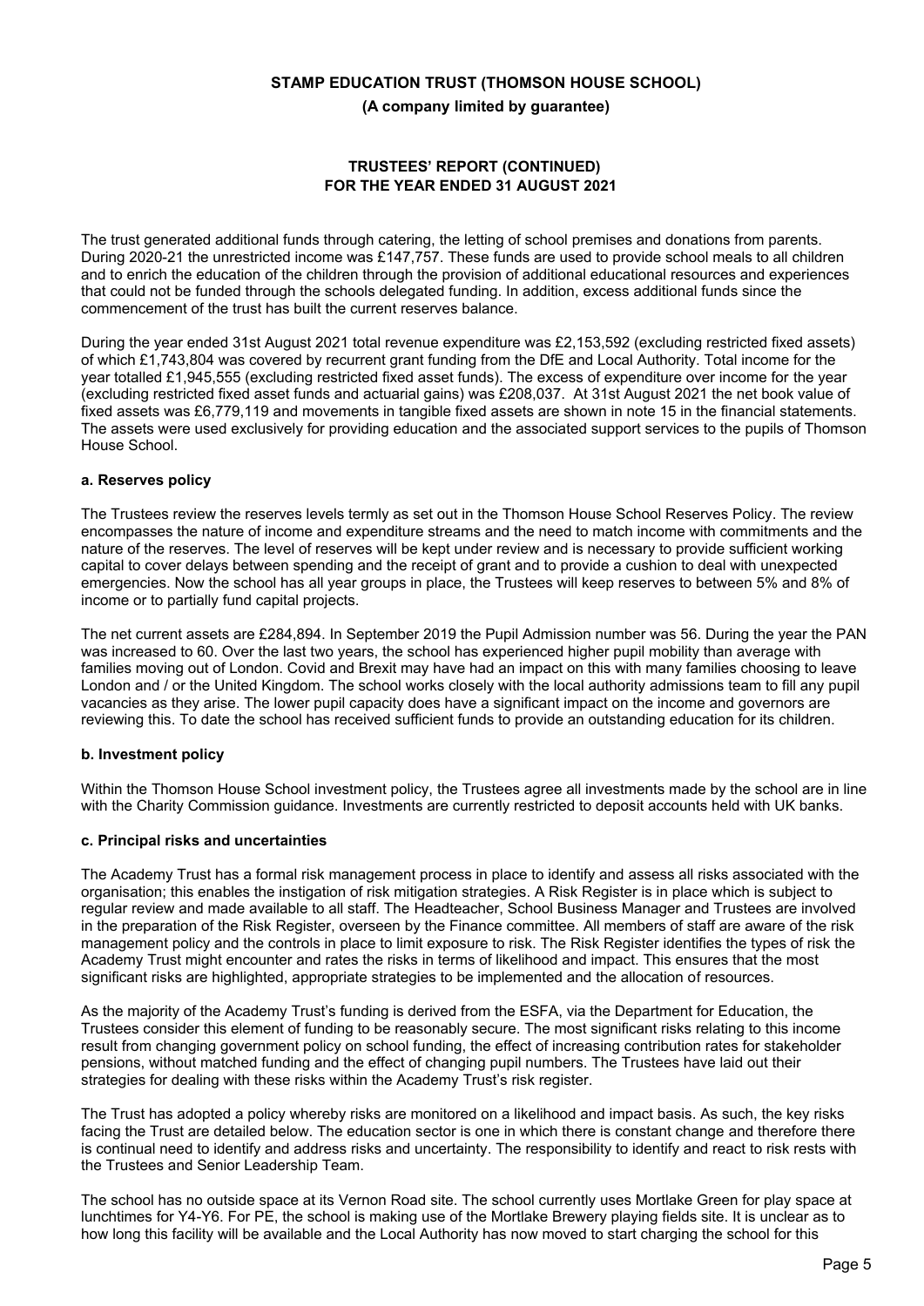The trust generated additional funds through catering, the letting of school premises and donations from parents. During 2020-21 the unrestricted income was £147,757. These funds are used to provide school meals to all children and to enrich the education of the children through the provision of additional educational resources and experiences that could not be funded through the schools delegated funding. In addition, excess additional funds since the commencement of the trust has built the current reserves balance.

During the year ended 31st August 2021 total revenue expenditure was £2,153,592 (excluding restricted fixed assets) of which £1,743,804 was covered by recurrent grant funding from the DfE and Local Authority. Total income for the year totalled £1,945,555 (excluding restricted fixed asset funds). The excess of expenditure over income for the year (excluding restricted fixed asset funds and actuarial gains) was £208,037. At 31st August 2021 the net book value of fixed assets was £6,779,119 and movements in tangible fixed assets are shown in note 15 in the financial statements. The assets were used exclusively for providing education and the associated support services to the pupils of Thomson House School.

### a. Reserves policy

The Trustees review the reserves levels termly as set out in the Thomson House School Reserves Policy. The review encompasses the nature of income and expenditure streams and the need to match income with commitments and the nature of the reserves. The level of reserves will be kept under review and is necessary to provide sufficient working capital to cover delays between spending and the receipt of grant and to provide a cushion to deal with unexpected emergencies. Now the school has all year groups in place, the Trustees will keep reserves to between 5% and 8% of income or to partially fund capital projects.

The net current assets are £284,894. In September 2019 the Pupil Admission number was 56. During the year the PAN was increased to 60. Over the last two years, the school has experienced higher pupil mobility than average with families moving out of London. Covid and Brexit may have had an impact on this with many families choosing to leave London and / or the United Kingdom. The school works closely with the local authority admissions team to fill any pupil vacancies as they arise. The lower pupil capacity does have a significant impact on the income and governors are reviewing this. To date the school has received sufficient funds to provide an outstanding education for its children.

### b. Investment policy

Within the Thomson House School investment policy, the Trustees agree all investments made by the school are in line with the Charity Commission guidance. Investments are currently restricted to deposit accounts held with UK banks.

### c. Principal risks and uncertainties

The Academy Trust has a formal risk management process in place to identify and assess all risks associated with the organisation; this enables the instigation of risk mitigation strategies. A Risk Register is in place which is subject to regular review and made available to all staff. The Headteacher, School Business Manager and Trustees are involved in the preparation of the Risk Register, overseen by the Finance committee. All members of staff are aware of the risk management policy and the controls in place to limit exposure to risk. The Risk Register identifies the types of risk the Academy Trust might encounter and rates the risks in terms of likelihood and impact. This ensures that the most significant risks are highlighted, appropriate strategies to be implemented and the allocation of resources.

As the majority of the Academy Trust's funding is derived from the ESFA, via the Department for Education, the Trustees consider this element of funding to be reasonably secure. The most significant risks relating to this income result from changing government policy on school funding, the effect of increasing contribution rates for stakeholder pensions, without matched funding and the effect of changing pupil numbers. The Trustees have laid out their strategies for dealing with these risks within the Academy Trust's risk register.

The Trust has adopted a policy whereby risks are monitored on a likelihood and impact basis. As such, the key risks facing the Trust are detailed below. The education sector is one in which there is constant change and therefore there is continual need to identify and address risks and uncertainty. The responsibility to identify and react to risk rests with the Trustees and Senior Leadership Team.

The school has no outside space at its Vernon Road site. The school currently uses Mortlake Green for play space at lunchtimes for Y4-Y6. For PE, the school is making use of the Mortlake Brewery playing fields site. It is unclear as to how long this facility will be available and the Local Authority has now moved to start charging the school for this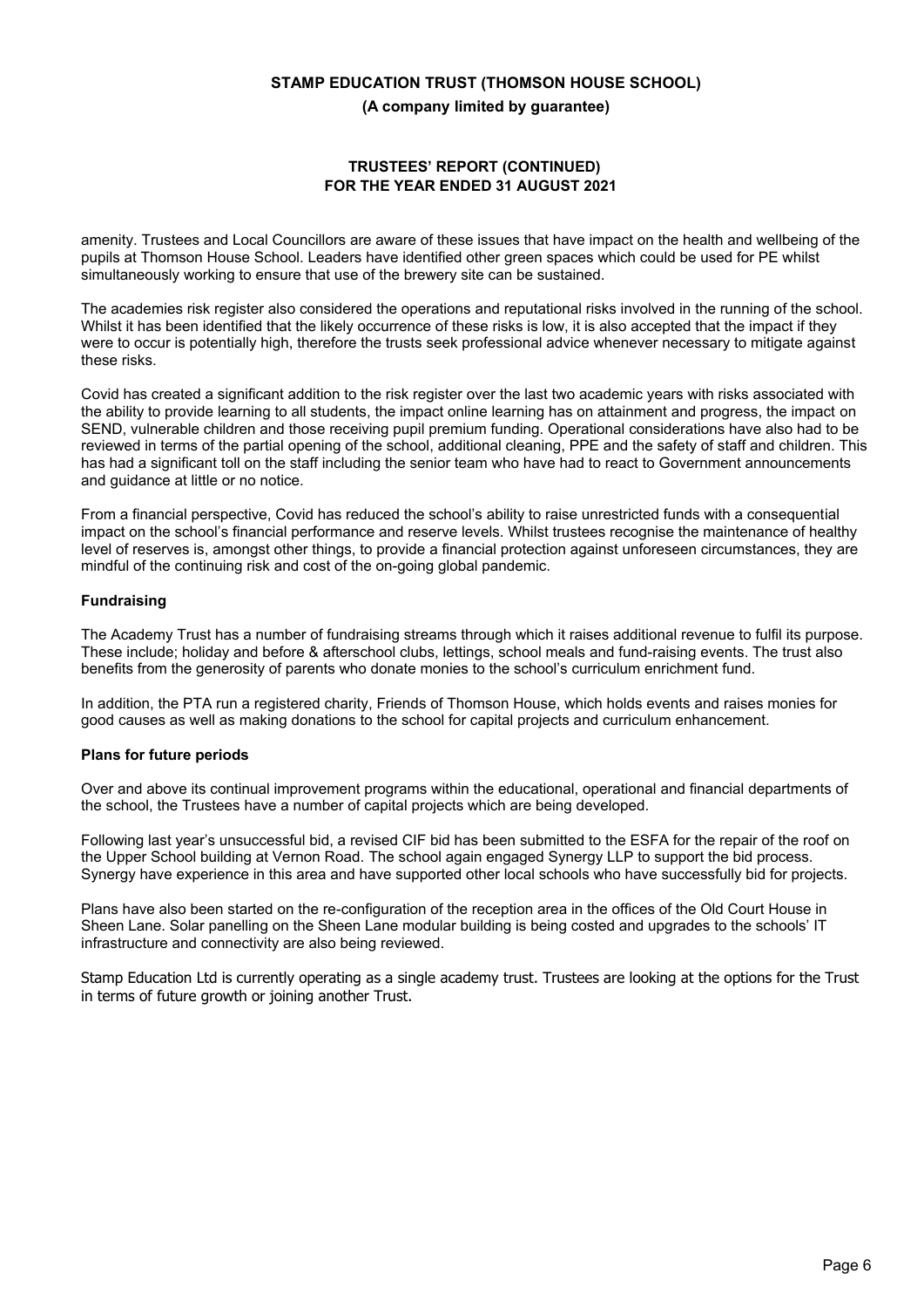amenity. Trustees and Local Councillors are aware of these issues that have impact on the health and wellbeing of the pupils at Thomson House School. Leaders have identified other green spaces which could be used for PE whilst simultaneously working to ensure that use of the brewery site can be sustained.

The academies risk register also considered the operations and reputational risks involved in the running of the school. Whilst it has been identified that the likely occurrence of these risks is low, it is also accepted that the impact if they were to occur is potentially high, therefore the trusts seek professional advice whenever necessary to mitigate against these risks.

Covid has created a significant addition to the risk register over the last two academic years with risks associated with the ability to provide learning to all students, the impact online learning has on attainment and progress, the impact on SEND, vulnerable children and those receiving pupil premium funding. Operational considerations have also had to be reviewed in terms of the partial opening of the school, additional cleaning, PPE and the safety of staff and children. This has had a significant toll on the staff including the senior team who have had to react to Government announcements and guidance at little or no notice.

From a financial perspective, Covid has reduced the school's ability to raise unrestricted funds with a consequential impact on the school's financial performance and reserve levels. Whilst trustees recognise the maintenance of healthy level of reserves is, amongst other things, to provide a financial protection against unforeseen circumstances, they are mindful of the continuing risk and cost of the on-going global pandemic.

**Fundraising**

The Academy Trust has a number of fundraising streams through which it raises additional revenue to fulfil its purpose. These include; holiday and before & afterschool clubs, lettings, school meals and fund-raising events. The trust also benefits from the generosity of parents who donate monies to the school's curriculum enrichment fund.

In addition, the PTA run a registered charity, Friends of Thomson House, which holds events and raises monies for good causes as well as making donations to the school for capital projects and curriculum enhancement.

**Plans for future periods**

Over and above its continual improvement programs within the educational, operational and financial departments of the school, the Trustees have a number of capital projects which are being developed.

Following last year's unsuccessful bid, a revised CIF bid has been submitted to the ESFA for the repair of the roof on the Upper School building at Vernon Road. The school again engaged Synergy LLP to support the bid process. Synergy have experience in this area and have supported other local schools who have successfully bid for projects.

Plans have also been started on the re-configuration of the reception area in the offices of the Old Court House in Sheen Lane. Solar panelling on the Sheen Lane modular building is being costed and upgrades to the schools' IT infrastructure and connectivity are also being reviewed.

Stamp Education Ltd is currently operating as a single academy trust. Trustees are looking at the options for the Trust in terms of future growth or joining another Trust.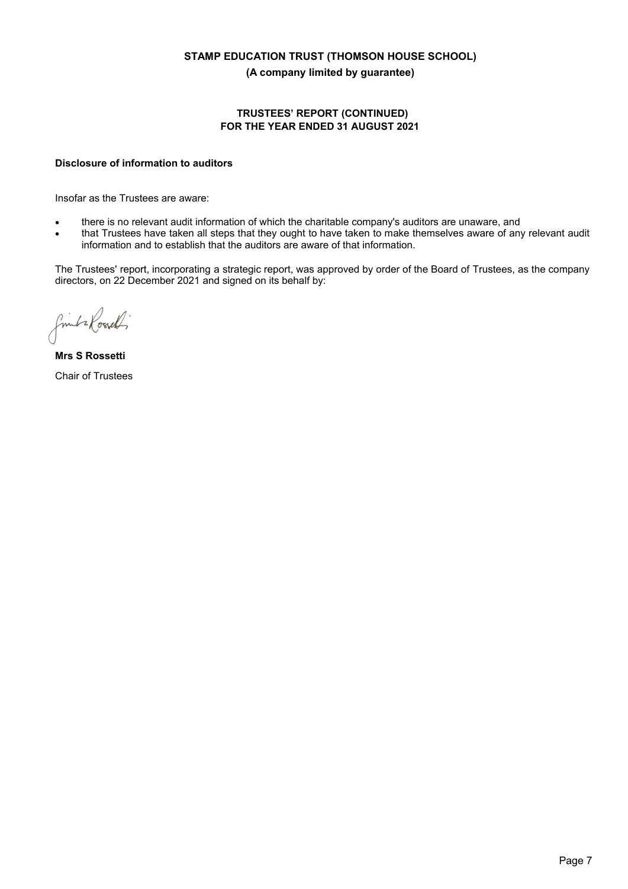**Disclosure of information to auditors**

Insofar as the Trustees are aware:

- there is no relevant audit information of which the charitable company's auditors are unaware, and
- that Trustees have taken all steps that they ought to have taken to make themselves aware of any relevant audit information and to establish that the auditors are aware of that information.

The Trustees' report, incorporating a strategic report, was approved by order of the Board of Trustees, as the company directors, on 22 December 2021 and signed on its behalf by:

**Mrs S Rossetti**

Chair of Trustees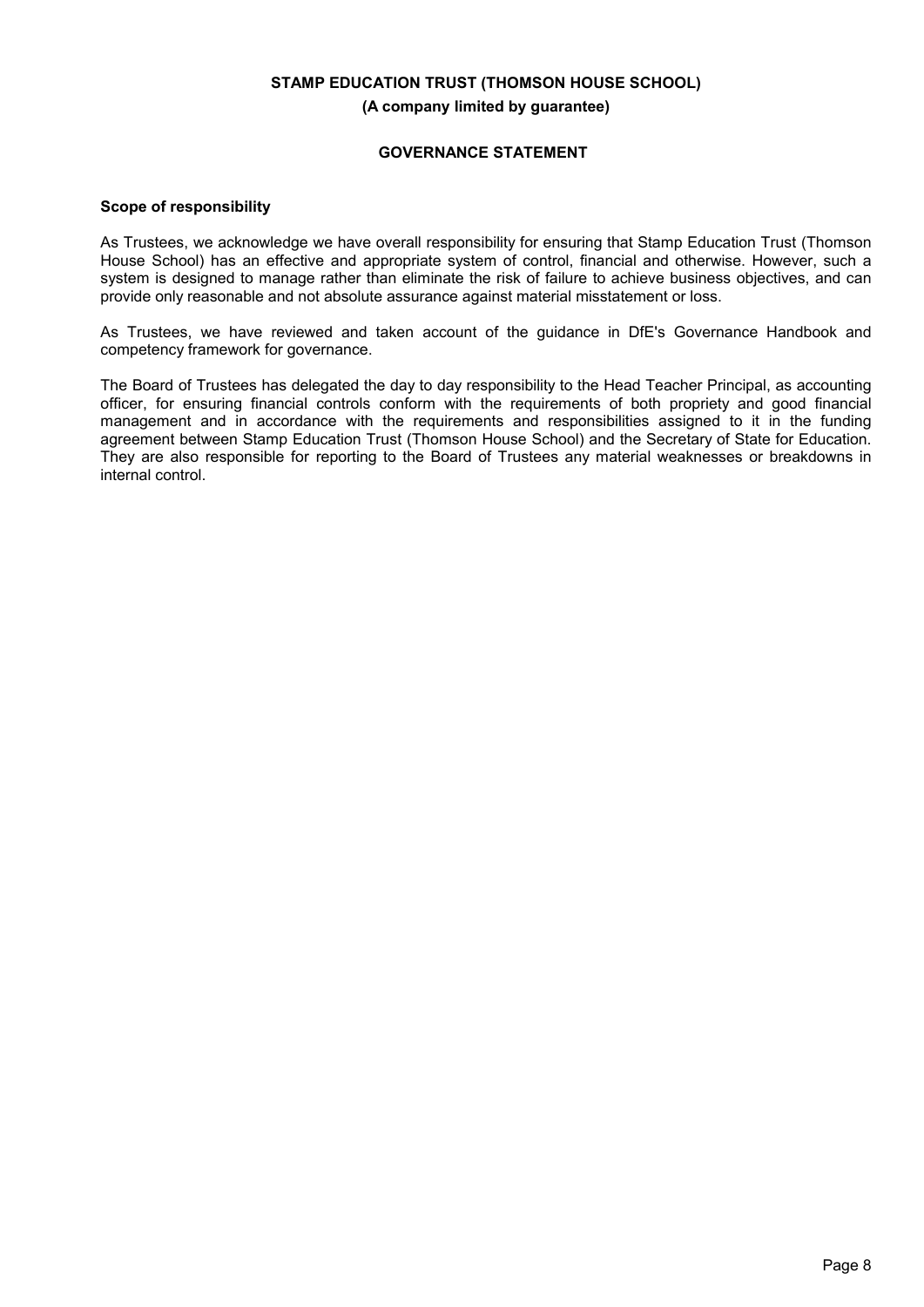**STAMP EDUCATION TRUST (THOMSON HOUSE SCHOOL)**

**(A company limited by guarantee)**

## GOVERNANCE STATEMENT

### Scope of responsibility

As Trustees, we acknowledge we have overall responsibility for ensuring that Stamp Education Trust (Thomson House School) has an effective and appropriate system of control, financial and otherwise. However, such a system is designed to manage rather than eliminate the risk of failure to achieve business objectives, and can provide only reasonable and not absolute assurance against material misstatement or loss.

As Trustees, we have reviewed and taken account of the guidance in DfE's Governance Handbook and competency framework for governance.

The Board of Trustees has delegated the day to day responsibility to the Head Teacher Principal, as accounting officer, for ensuring financial controls conform with the requirements of both propriety and good financial management and in accordance with the requirements and responsibilities assigned to it in the funding agreement between Stamp Education Trust (Thomson House School) and the Secretary of State for Education. They are also responsible for reporting to the Board of Trustees any material weaknesses or breakdowns in internal control.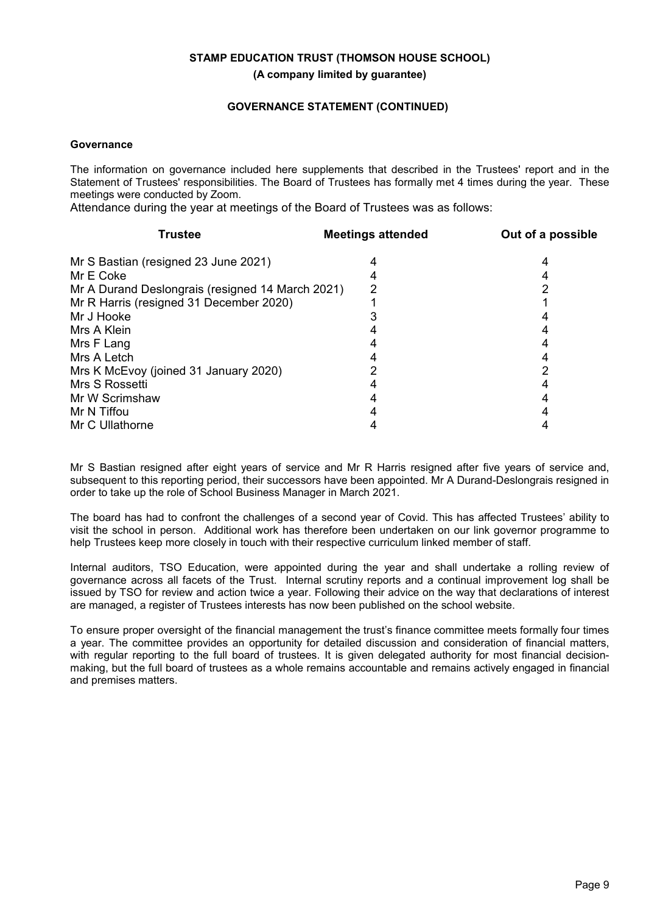**STAMP EDUCATION TRUST (THOMSON HOUSE SCHOOL)**

**(A company limited by guarantee)**

**GOVERNANCE STATEMENT (CONTINUED)**

**Governance**

The information on governance included here supplements that described in the Trustees' report and in the Statement of Trustees' responsibilities. The Board of Trustees has formally met 4 times during the year. These meetings were conducted by Zoom.

Attendance during the year at meetings of the Board of Trustees was as follows:

| Trustee | Meetings attended | Out of a possible |
|---|---|---|
| Mr S Bastian (resigned 23 June 2021) | 4 | 4 |
| Mr E Coke | 4 | 4 |
| Mr A Durand Deslongrais (resigned 14 March 2021) | 2 | 2 |
| Mr R Harris (resigned 31 December 2020) | 1 | 1 |
| Mr J Hooke | 3 | 4 |
| Mrs A Klein | 4 | 4 |
| Mrs F Lang | 4 | 4 |
| Mrs A Letch | 4 | 4 |
| Mrs K McEvoy (joined 31 January 2020) | 2 | 2 |
| Mrs S Rossetti | 4 | 4 |
| Mr W Scrimshaw | 4 | 4 |
| Mr N Tiffou | 4 | 4 |
| Mr C Ullathorne | 4 | 4 |

Mr S Bastian resigned after eight years of service and Mr R Harris resigned after five years of service and, subsequent to this reporting period, their successors have been appointed. Mr A Durand-Deslongrais resigned in order to take up the role of School Business Manager in March 2021.

The board has had to confront the challenges of a second year of Covid. This has affected Trustees' ability to visit the school in person. Additional work has therefore been undertaken on our link governor programme to help Trustees keep more closely in touch with their respective curriculum linked member of staff.

Internal auditors, TSO Education, were appointed during the year and shall undertake a rolling review of governance across all facets of the Trust. Internal scrutiny reports and a continual improvement log shall be issued by TSO for review and action twice a year. Following their advice on the way that declarations of interest are managed, a register of Trustees interests has now been published on the school website.

To ensure proper oversight of the financial management the trust's finance committee meets formally four times a year. The committee provides an opportunity for detailed discussion and consideration of financial matters, with regular reporting to the full board of trustees. It is given delegated authority for most financial decision-making, but the full board of trustees as a whole remains accountable and remains actively engaged in financial and premises matters.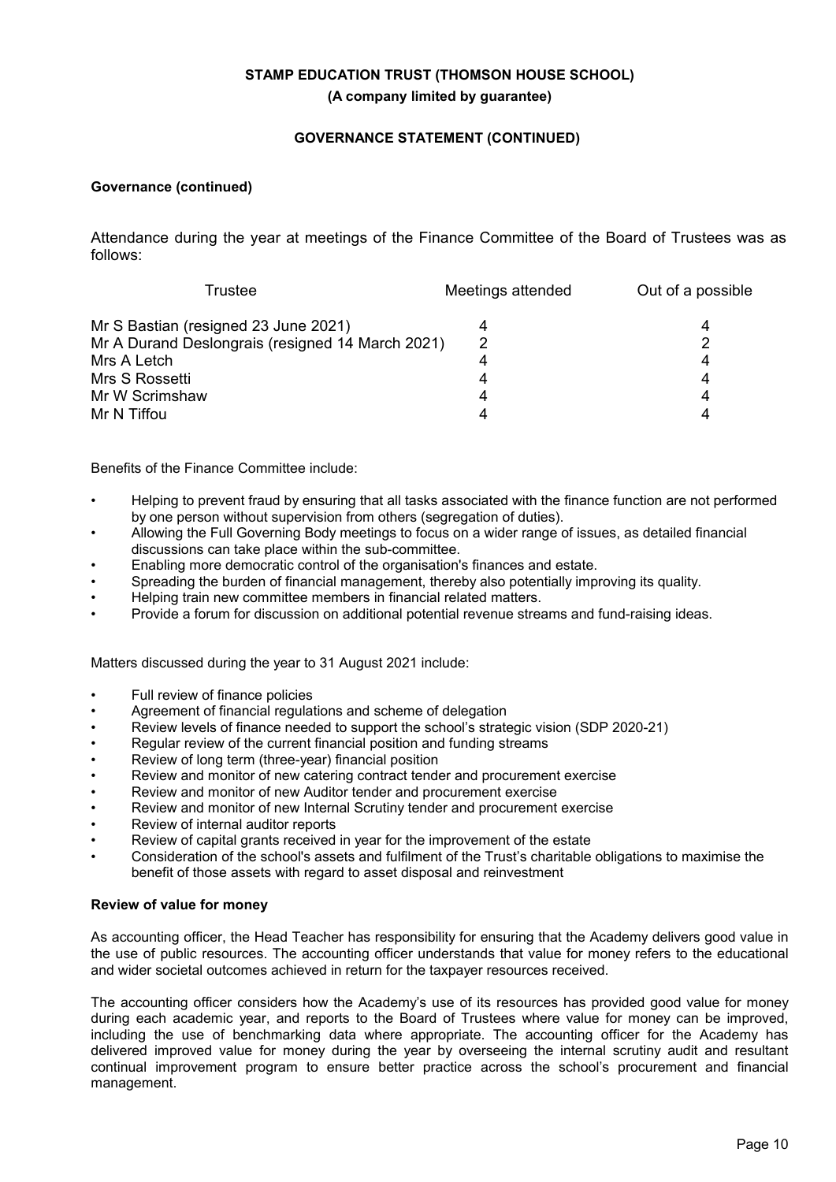**STAMP EDUCATION TRUST (THOMSON HOUSE SCHOOL)**

**(A company limited by guarantee)**

**GOVERNANCE STATEMENT (CONTINUED)**

**Governance (continued)**

Attendance during the year at meetings of the Finance Committee of the Board of Trustees was as follows:

| Trustee | Meetings attended | Out of a possible |
| --- | --- | --- |
| Mr S Bastian (resigned 23 June 2021) | 4 | 4 |
| Mr A Durand Deslongrais (resigned 14 March 2021) | 2 | 2 |
| Mrs A Letch | 4 | 4 |
| Mrs S Rossetti | 4 | 4 |
| Mr W Scrimshaw | 4 | 4 |
| Mr N Tiffou | 4 | 4 |

Benefits of the Finance Committee include:

- Helping to prevent fraud by ensuring that all tasks associated with the finance function are not performed by one person without supervision from others (segregation of duties).
- Allowing the Full Governing Body meetings to focus on a wider range of issues, as detailed financial discussions can take place within the sub-committee.
- Enabling more democratic control of the organisation's finances and estate.
- Spreading the burden of financial management, thereby also potentially improving its quality.
- Helping train new committee members in financial related matters.
- Provide a forum for discussion on additional potential revenue streams and fund-raising ideas.

Matters discussed during the year to 31 August 2021 include:

- Full review of finance policies
- Agreement of financial regulations and scheme of delegation
- Review levels of finance needed to support the school's strategic vision (SDP 2020-21)
- Regular review of the current financial position and funding streams
- Review of long term (three-year) financial position
- Review and monitor of new catering contract tender and procurement exercise
- Review and monitor of new Auditor tender and procurement exercise
- Review and monitor of new Internal Scrutiny tender and procurement exercise
- Review of internal auditor reports
- Review of capital grants received in year for the improvement of the estate
- Consideration of the school's assets and fulfilment of the Trust's charitable obligations to maximise the benefit of those assets with regard to asset disposal and reinvestment

**Review of value for money**

As accounting officer, the Head Teacher has responsibility for ensuring that the Academy delivers good value in the use of public resources. The accounting officer understands that value for money refers to the educational and wider societal outcomes achieved in return for the taxpayer resources received.

The accounting officer considers how the Academy's use of its resources has provided good value for money during each academic year, and reports to the Board of Trustees where value for money can be improved, including the use of benchmarking data where appropriate. The accounting officer for the Academy has delivered improved value for money during the year by overseeing the internal scrutiny audit and resultant continual improvement program to ensure better practice across the school's procurement and financial management.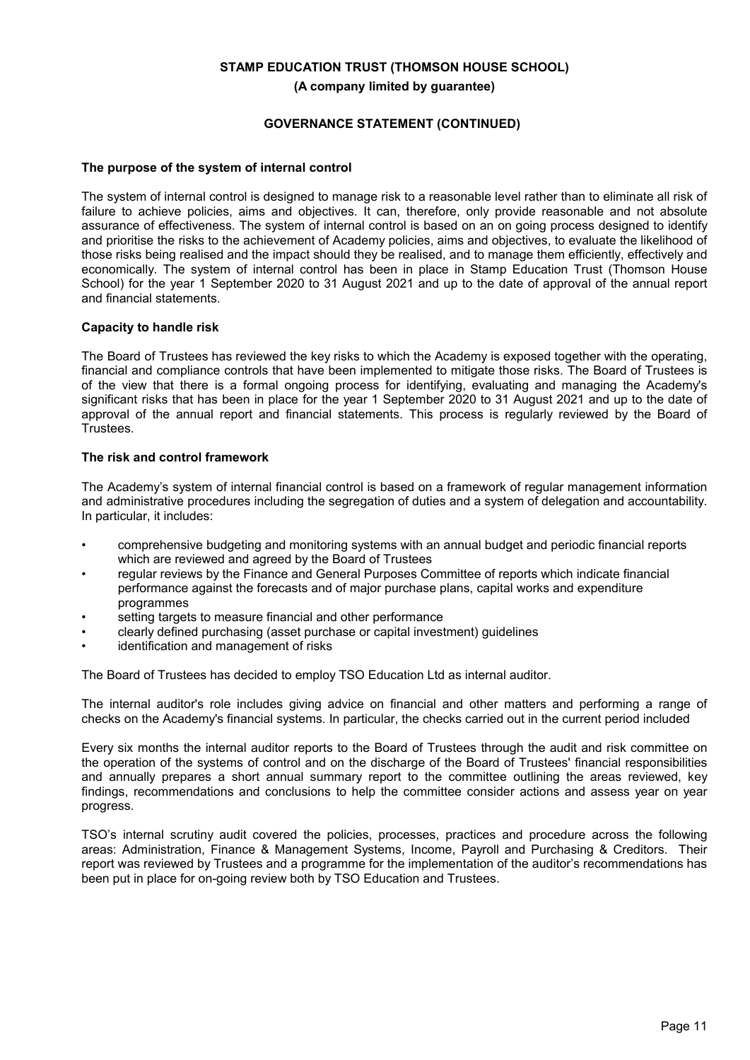**STAMP EDUCATION TRUST (THOMSON HOUSE SCHOOL)**

**(A company limited by guarantee)**

**GOVERNANCE STATEMENT (CONTINUED)**

### The purpose of the system of internal control

The system of internal control is designed to manage risk to a reasonable level rather than to eliminate all risk of failure to achieve policies, aims and objectives. It can, therefore, only provide reasonable and not absolute assurance of effectiveness. The system of internal control is based on an on going process designed to identify and prioritise the risks to the achievement of Academy policies, aims and objectives, to evaluate the likelihood of those risks being realised and the impact should they be realised, and to manage them efficiently, effectively and economically. The system of internal control has been in place in Stamp Education Trust (Thomson House School) for the year 1 September 2020 to 31 August 2021 and up to the date of approval of the annual report and financial statements.

### Capacity to handle risk

The Board of Trustees has reviewed the key risks to which the Academy is exposed together with the operating, financial and compliance controls that have been implemented to mitigate those risks. The Board of Trustees is of the view that there is a formal ongoing process for identifying, evaluating and managing the Academy's significant risks that has been in place for the year 1 September 2020 to 31 August 2021 and up to the date of approval of the annual report and financial statements. This process is regularly reviewed by the Board of Trustees.

### The risk and control framework

The Academy's system of internal financial control is based on a framework of regular management information and administrative procedures including the segregation of duties and a system of delegation and accountability. In particular, it includes:

- comprehensive budgeting and monitoring systems with an annual budget and periodic financial reports which are reviewed and agreed by the Board of Trustees
- regular reviews by the Finance and General Purposes Committee of reports which indicate financial performance against the forecasts and of major purchase plans, capital works and expenditure programmes
- setting targets to measure financial and other performance
- clearly defined purchasing (asset purchase or capital investment) guidelines
- identification and management of risks

The Board of Trustees has decided to employ TSO Education Ltd as internal auditor.

The internal auditor's role includes giving advice on financial and other matters and performing a range of checks on the Academy's financial systems. In particular, the checks carried out in the current period included

Every six months the internal auditor reports to the Board of Trustees through the audit and risk committee on the operation of the systems of control and on the discharge of the Board of Trustees' financial responsibilities and annually prepares a short annual summary report to the committee outlining the areas reviewed, key findings, recommendations and conclusions to help the committee consider actions and assess year on year progress.

TSO's internal scrutiny audit covered the policies, processes, practices and procedure across the following areas: Administration, Finance & Management Systems, Income, Payroll and Purchasing & Creditors. Their report was reviewed by Trustees and a programme for the implementation of the auditor's recommendations has been put in place for on-going review both by TSO Education and Trustees.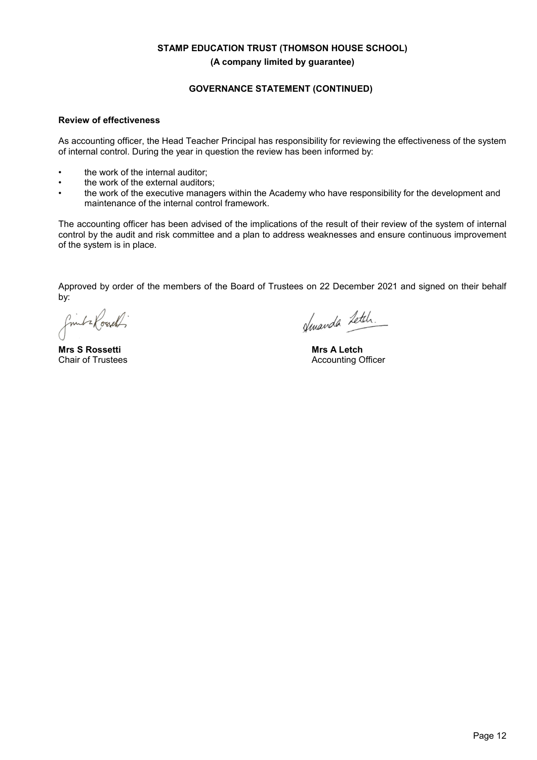**STAMP EDUCATION TRUST (THOMSON HOUSE SCHOOL)**

**(A company limited by guarantee)**

**GOVERNANCE STATEMENT (CONTINUED)**

**Review of effectiveness**

As accounting officer, the Head Teacher Principal has responsibility for reviewing the effectiveness of the system of internal control. During the year in question the review has been informed by:

- the work of the internal auditor;
- the work of the external auditors;
- the work of the executive managers within the Academy who have responsibility for the development and maintenance of the internal control framework.

The accounting officer has been advised of the implications of the result of their review of the system of internal control by the audit and risk committee and a plan to address weaknesses and ensure continuous improvement of the system is in place.

Approved by order of the members of the Board of Trustees on 22 December 2021 and signed on their behalf by:

| | |
|---|---|
| **Mrs S Rossetti** | **Mrs A Letch** |
| Chair of Trustees | Accounting Officer |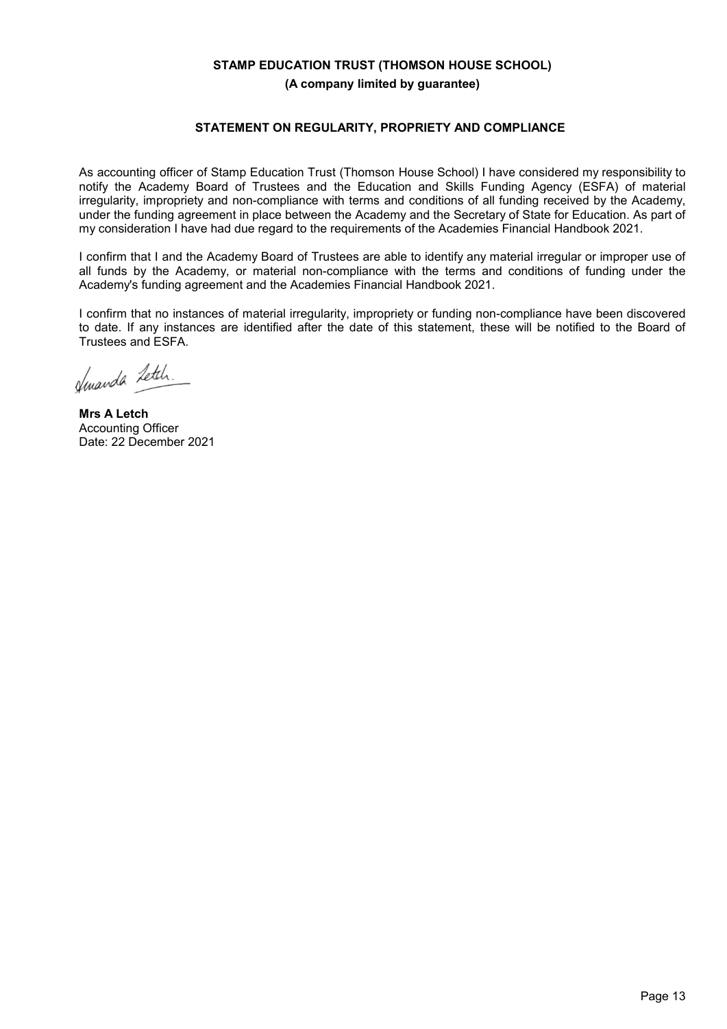**STAMP EDUCATION TRUST (THOMSON HOUSE SCHOOL)**

**(A company limited by guarantee)**

## STATEMENT ON REGULARITY, PROPRIETY AND COMPLIANCE

As accounting officer of Stamp Education Trust (Thomson House School) I have considered my responsibility to notify the Academy Board of Trustees and the Education and Skills Funding Agency (ESFA) of material irregularity, impropriety and non-compliance with terms and conditions of all funding received by the Academy, under the funding agreement in place between the Academy and the Secretary of State for Education. As part of my consideration I have had due regard to the requirements of the Academies Financial Handbook 2021.

I confirm that I and the Academy Board of Trustees are able to identify any material irregular or improper use of all funds by the Academy, or material non-compliance with the terms and conditions of funding under the Academy's funding agreement and the Academies Financial Handbook 2021.

I confirm that no instances of material irregularity, impropriety or funding non-compliance have been discovered to date. If any instances are identified after the date of this statement, these will be notified to the Board of Trustees and ESFA.

Amanda Letch.

**Mrs A Letch**
Accounting Officer
Date: 22 December 2021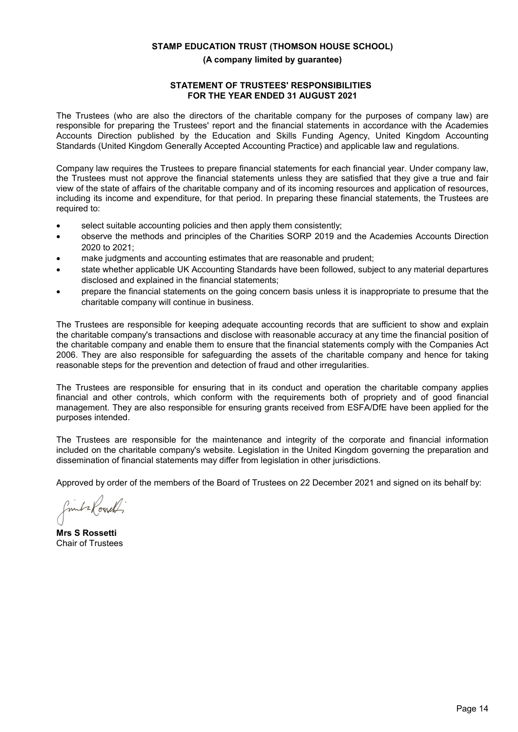**STAMP EDUCATION TRUST (THOMSON HOUSE SCHOOL)**

**(A company limited by guarantee)**

## STATEMENT OF TRUSTEES' RESPONSIBILITIES FOR THE YEAR ENDED 31 AUGUST 2021

The Trustees (who are also the directors of the charitable company for the purposes of company law) are responsible for preparing the Trustees' report and the financial statements in accordance with the Academies Accounts Direction published by the Education and Skills Funding Agency, United Kingdom Accounting Standards (United Kingdom Generally Accepted Accounting Practice) and applicable law and regulations.

Company law requires the Trustees to prepare financial statements for each financial year. Under company law, the Trustees must not approve the financial statements unless they are satisfied that they give a true and fair view of the state of affairs of the charitable company and of its incoming resources and application of resources, including its income and expenditure, for that period. In preparing these financial statements, the Trustees are required to:

- select suitable accounting policies and then apply them consistently;
- observe the methods and principles of the Charities SORP 2019 and the Academies Accounts Direction 2020 to 2021;
- make judgments and accounting estimates that are reasonable and prudent;
- state whether applicable UK Accounting Standards have been followed, subject to any material departures disclosed and explained in the financial statements;
- prepare the financial statements on the going concern basis unless it is inappropriate to presume that the charitable company will continue in business.

The Trustees are responsible for keeping adequate accounting records that are sufficient to show and explain the charitable company's transactions and disclose with reasonable accuracy at any time the financial position of the charitable company and enable them to ensure that the financial statements comply with the Companies Act 2006. They are also responsible for safeguarding the assets of the charitable company and hence for taking reasonable steps for the prevention and detection of fraud and other irregularities.

The Trustees are responsible for ensuring that in its conduct and operation the charitable company applies financial and other controls, which conform with the requirements both of propriety and of good financial management. They are also responsible for ensuring grants received from ESFA/DfE have been applied for the purposes intended.

The Trustees are responsible for the maintenance and integrity of the corporate and financial information included on the charitable company's website. Legislation in the United Kingdom governing the preparation and dissemination of financial statements may differ from legislation in other jurisdictions.

Approved by order of the members of the Board of Trustees on 22 December 2021 and signed on its behalf by:

**Mrs S Rossetti**
Chair of Trustees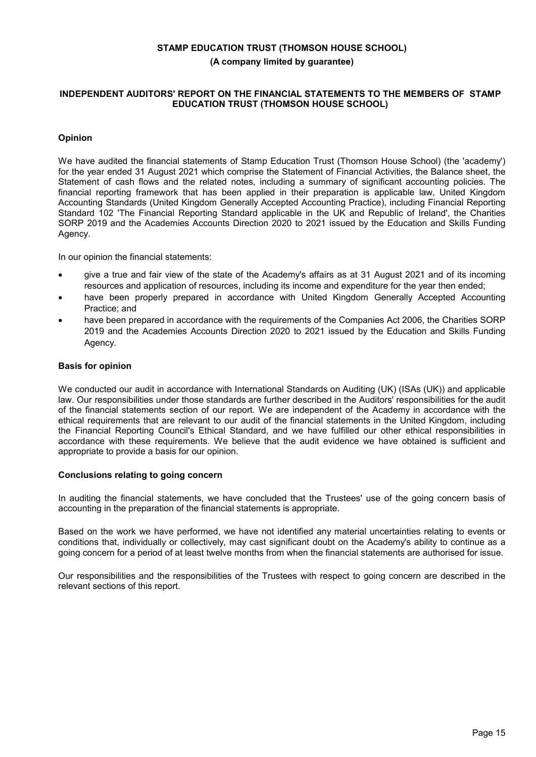# STAMP EDUCATION TRUST (THOMSON HOUSE SCHOOL)

**(A company limited by guarantee)**

## INDEPENDENT AUDITORS' REPORT ON THE FINANCIAL STATEMENTS TO THE MEMBERS OF STAMP EDUCATION TRUST (THOMSON HOUSE SCHOOL)

### Opinion

We have audited the financial statements of Stamp Education Trust (Thomson House School) (the 'academy') for the year ended 31 August 2021 which comprise the Statement of Financial Activities, the Balance sheet, the Statement of cash flows and the related notes, including a summary of significant accounting policies. The financial reporting framework that has been applied in their preparation is applicable law, United Kingdom Accounting Standards (United Kingdom Generally Accepted Accounting Practice), including Financial Reporting Standard 102 'The Financial Reporting Standard applicable in the UK and Republic of Ireland', the Charities SORP 2019 and the Academies Accounts Direction 2020 to 2021 issued by the Education and Skills Funding Agency.

In our opinion the financial statements:

- give a true and fair view of the state of the Academy's affairs as at 31 August 2021 and of its incoming resources and application of resources, including its income and expenditure for the year then ended;
- have been properly prepared in accordance with United Kingdom Generally Accepted Accounting Practice; and
- have been prepared in accordance with the requirements of the Companies Act 2006, the Charities SORP 2019 and the Academies Accounts Direction 2020 to 2021 issued by the Education and Skills Funding Agency.

### Basis for opinion

We conducted our audit in accordance with International Standards on Auditing (UK) (ISAs (UK)) and applicable law. Our responsibilities under those standards are further described in the Auditors' responsibilities for the audit of the financial statements section of our report. We are independent of the Academy in accordance with the ethical requirements that are relevant to our audit of the financial statements in the United Kingdom, including the Financial Reporting Council's Ethical Standard, and we have fulfilled our other ethical responsibilities in accordance with these requirements. We believe that the audit evidence we have obtained is sufficient and appropriate to provide a basis for our opinion.

### Conclusions relating to going concern

In auditing the financial statements, we have concluded that the Trustees' use of the going concern basis of accounting in the preparation of the financial statements is appropriate.

Based on the work we have performed, we have not identified any material uncertainties relating to events or conditions that, individually or collectively, may cast significant doubt on the Academy's ability to continue as a going concern for a period of at least twelve months from when the financial statements are authorised for issue.

Our responsibilities and the responsibilities of the Trustees with respect to going concern are described in the relevant sections of this report.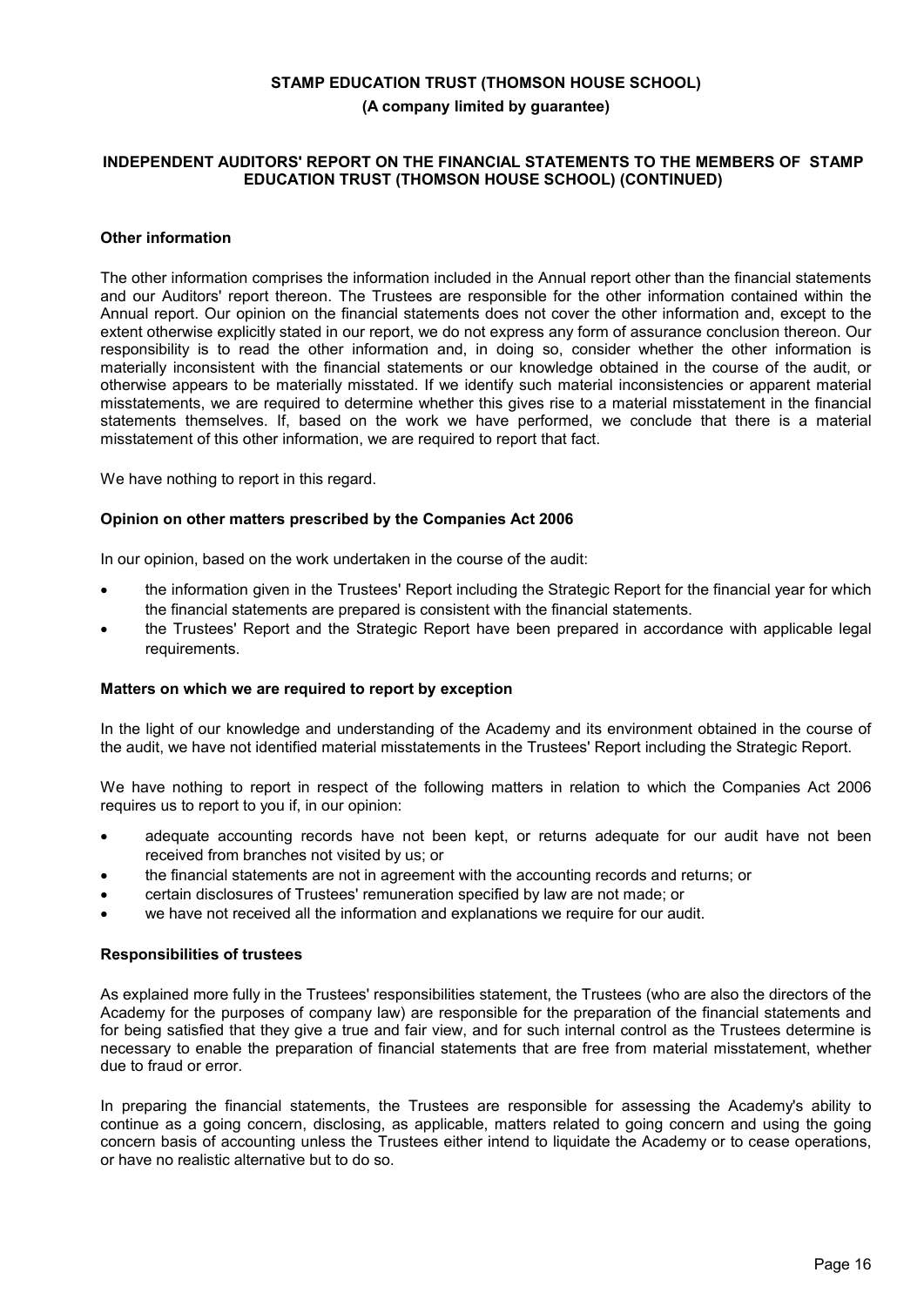### Other information

The other information comprises the information included in the Annual report other than the financial statements and our Auditors' report thereon. The Trustees are responsible for the other information contained within the Annual report. Our opinion on the financial statements does not cover the other information and, except to the extent otherwise explicitly stated in our report, we do not express any form of assurance conclusion thereon. Our responsibility is to read the other information and, in doing so, consider whether the other information is materially inconsistent with the financial statements or our knowledge obtained in the course of the audit, or otherwise appears to be materially misstated. If we identify such material inconsistencies or apparent material misstatements, we are required to determine whether this gives rise to a material misstatement in the financial statements themselves. If, based on the work we have performed, we conclude that there is a material misstatement of this other information, we are required to report that fact.

We have nothing to report in this regard.

### Opinion on other matters prescribed by the Companies Act 2006

In our opinion, based on the work undertaken in the course of the audit:

- the information given in the Trustees' Report including the Strategic Report for the financial year for which the financial statements are prepared is consistent with the financial statements.
- the Trustees' Report and the Strategic Report have been prepared in accordance with applicable legal requirements.

### Matters on which we are required to report by exception

In the light of our knowledge and understanding of the Academy and its environment obtained in the course of the audit, we have not identified material misstatements in the Trustees' Report including the Strategic Report.

We have nothing to report in respect of the following matters in relation to which the Companies Act 2006 requires us to report to you if, in our opinion:

- adequate accounting records have not been kept, or returns adequate for our audit have not been received from branches not visited by us; or
- the financial statements are not in agreement with the accounting records and returns; or
- certain disclosures of Trustees' remuneration specified by law are not made; or
- we have not received all the information and explanations we require for our audit.

### Responsibilities of trustees

As explained more fully in the Trustees' responsibilities statement, the Trustees (who are also the directors of the Academy for the purposes of company law) are responsible for the preparation of the financial statements and for being satisfied that they give a true and fair view, and for such internal control as the Trustees determine is necessary to enable the preparation of financial statements that are free from material misstatement, whether due to fraud or error.

In preparing the financial statements, the Trustees are responsible for assessing the Academy's ability to continue as a going concern, disclosing, as applicable, matters related to going concern and using the going concern basis of accounting unless the Trustees either intend to liquidate the Academy or to cease operations, or have no realistic alternative but to do so.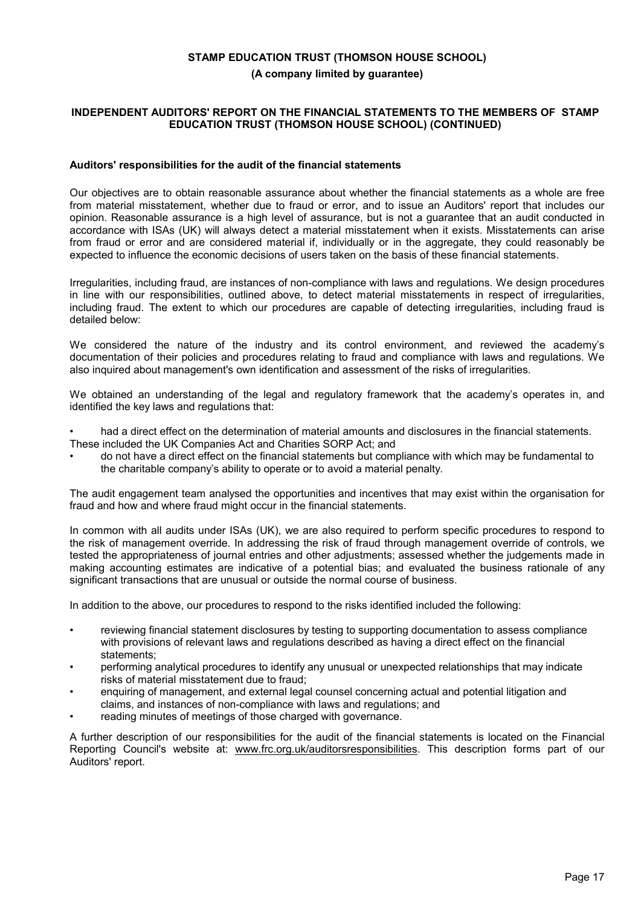**STAMP EDUCATION TRUST (THOMSON HOUSE SCHOOL)**

**(A company limited by guarantee)**

**INDEPENDENT AUDITORS' REPORT ON THE FINANCIAL STATEMENTS TO THE MEMBERS OF STAMP EDUCATION TRUST (THOMSON HOUSE SCHOOL) (CONTINUED)**

**Auditors' responsibilities for the audit of the financial statements**

Our objectives are to obtain reasonable assurance about whether the financial statements as a whole are free from material misstatement, whether due to fraud or error, and to issue an Auditors' report that includes our opinion. Reasonable assurance is a high level of assurance, but is not a guarantee that an audit conducted in accordance with ISAs (UK) will always detect a material misstatement when it exists. Misstatements can arise from fraud or error and are considered material if, individually or in the aggregate, they could reasonably be expected to influence the economic decisions of users taken on the basis of these financial statements.

Irregularities, including fraud, are instances of non-compliance with laws and regulations. We design procedures in line with our responsibilities, outlined above, to detect material misstatements in respect of irregularities, including fraud. The extent to which our procedures are capable of detecting irregularities, including fraud is detailed below:

We considered the nature of the industry and its control environment, and reviewed the academy's documentation of their policies and procedures relating to fraud and compliance with laws and regulations. We also inquired about management's own identification and assessment of the risks of irregularities.

We obtained an understanding of the legal and regulatory framework that the academy's operates in, and identified the key laws and regulations that:

- had a direct effect on the determination of material amounts and disclosures in the financial statements. These included the UK Companies Act and Charities SORP Act; and
- do not have a direct effect on the financial statements but compliance with which may be fundamental to the charitable company's ability to operate or to avoid a material penalty.

The audit engagement team analysed the opportunities and incentives that may exist within the organisation for fraud and how and where fraud might occur in the financial statements.

In common with all audits under ISAs (UK), we are also required to perform specific procedures to respond to the risk of management override. In addressing the risk of fraud through management override of controls, we tested the appropriateness of journal entries and other adjustments; assessed whether the judgements made in making accounting estimates are indicative of a potential bias; and evaluated the business rationale of any significant transactions that are unusual or outside the normal course of business.

In addition to the above, our procedures to respond to the risks identified included the following:

- reviewing financial statement disclosures by testing to supporting documentation to assess compliance with provisions of relevant laws and regulations described as having a direct effect on the financial statements;
- performing analytical procedures to identify any unusual or unexpected relationships that may indicate risks of material misstatement due to fraud;
- enquiring of management, and external legal counsel concerning actual and potential litigation and claims, and instances of non-compliance with laws and regulations; and
- reading minutes of meetings of those charged with governance.

A further description of our responsibilities for the audit of the financial statements is located on the Financial Reporting Council's website at: www.frc.org.uk/auditorsresponsibilities. This description forms part of our Auditors' report.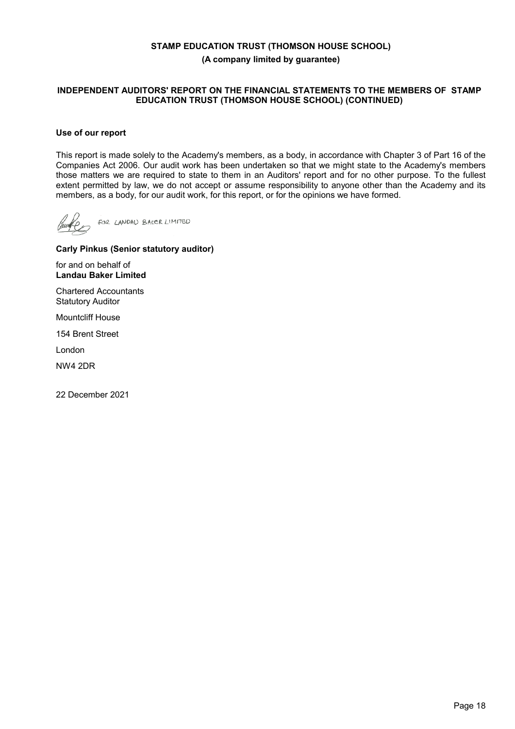**STAMP EDUCATION TRUST (THOMSON HOUSE SCHOOL)**

**(A company limited by guarantee)**

**INDEPENDENT AUDITORS' REPORT ON THE FINANCIAL STATEMENTS TO THE MEMBERS OF STAMP EDUCATION TRUST (THOMSON HOUSE SCHOOL) (CONTINUED)**

**Use of our report**

This report is made solely to the Academy's members, as a body, in accordance with Chapter 3 of Part 16 of the Companies Act 2006. Our audit work has been undertaken so that we might state to the Academy's members those matters we are required to state to them in an Auditors' report and for no other purpose. To the fullest extent permitted by law, we do not accept or assume responsibility to anyone other than the Academy and its members, as a body, for our audit work, for this report, or for the opinions we have formed.

FOR LANDAU BAKER LIMITED

**Carly Pinkus (Senior statutory auditor)**

for and on behalf of
**Landau Baker Limited**

Chartered Accountants
Statutory Auditor

Mountcliff House

154 Brent Street

London

NW4 2DR

22 December 2021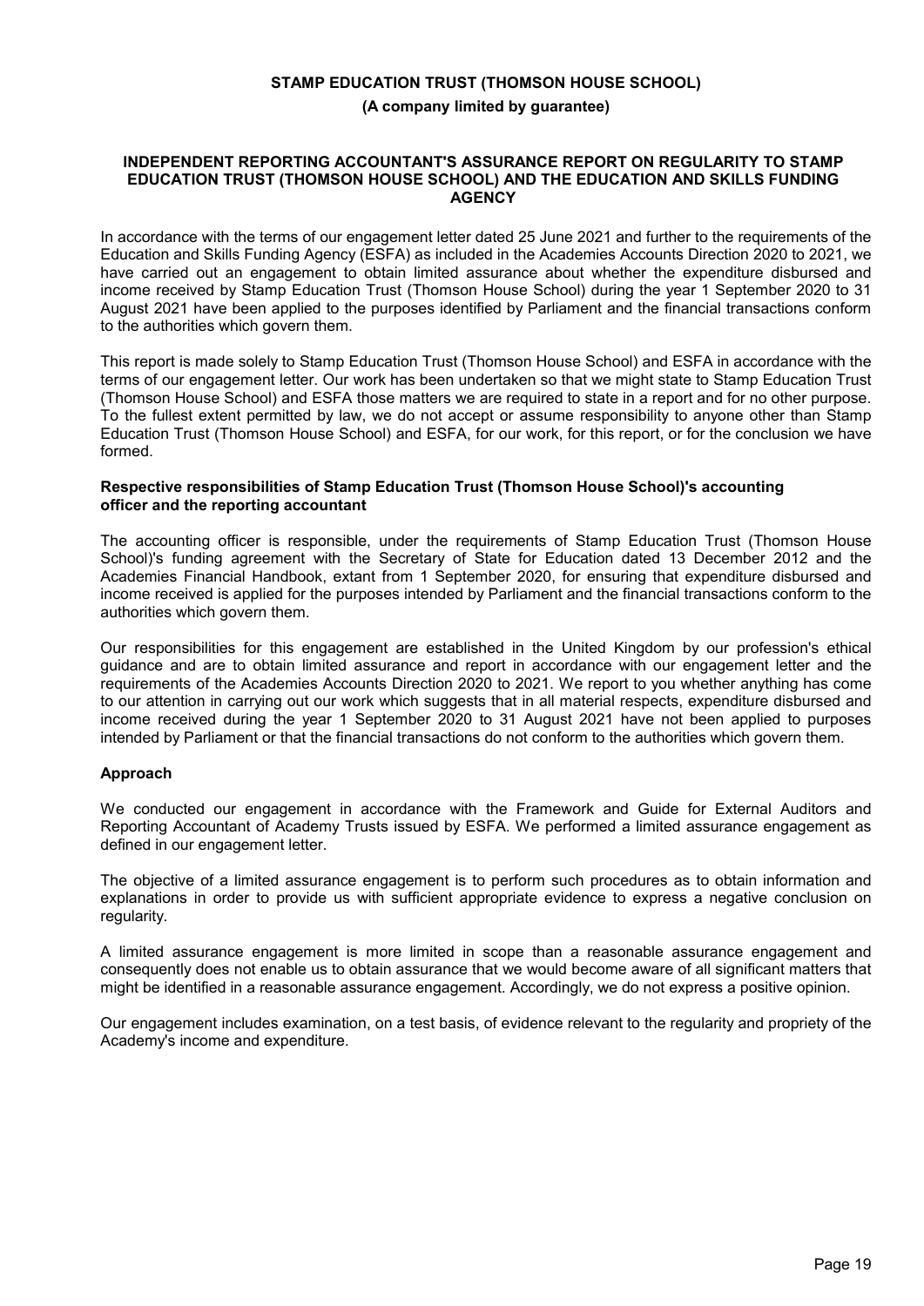**STAMP EDUCATION TRUST (THOMSON HOUSE SCHOOL)**

**(A company limited by guarantee)**

## INDEPENDENT REPORTING ACCOUNTANT'S ASSURANCE REPORT ON REGULARITY TO STAMP EDUCATION TRUST (THOMSON HOUSE SCHOOL) AND THE EDUCATION AND SKILLS FUNDING AGENCY

In accordance with the terms of our engagement letter dated 25 June 2021 and further to the requirements of the Education and Skills Funding Agency (ESFA) as included in the Academies Accounts Direction 2020 to 2021, we have carried out an engagement to obtain limited assurance about whether the expenditure disbursed and income received by Stamp Education Trust (Thomson House School) during the year 1 September 2020 to 31 August 2021 have been applied to the purposes identified by Parliament and the financial transactions conform to the authorities which govern them.

This report is made solely to Stamp Education Trust (Thomson House School) and ESFA in accordance with the terms of our engagement letter. Our work has been undertaken so that we might state to Stamp Education Trust (Thomson House School) and ESFA those matters we are required to state in a report and for no other purpose. To the fullest extent permitted by law, we do not accept or assume responsibility to anyone other than Stamp Education Trust (Thomson House School) and ESFA, for our work, for this report, or for the conclusion we have formed.

### Respective responsibilities of Stamp Education Trust (Thomson House School)'s accounting officer and the reporting accountant

The accounting officer is responsible, under the requirements of Stamp Education Trust (Thomson House School)'s funding agreement with the Secretary of State for Education dated 13 December 2012 and the Academies Financial Handbook, extant from 1 September 2020, for ensuring that expenditure disbursed and income received is applied for the purposes intended by Parliament and the financial transactions conform to the authorities which govern them.

Our responsibilities for this engagement are established in the United Kingdom by our profession's ethical guidance and are to obtain limited assurance and report in accordance with our engagement letter and the requirements of the Academies Accounts Direction 2020 to 2021. We report to you whether anything has come to our attention in carrying out our work which suggests that in all material respects, expenditure disbursed and income received during the year 1 September 2020 to 31 August 2021 have not been applied to purposes intended by Parliament or that the financial transactions do not conform to the authorities which govern them.

### Approach

We conducted our engagement in accordance with the Framework and Guide for External Auditors and Reporting Accountant of Academy Trusts issued by ESFA. We performed a limited assurance engagement as defined in our engagement letter.

The objective of a limited assurance engagement is to perform such procedures as to obtain information and explanations in order to provide us with sufficient appropriate evidence to express a negative conclusion on regularity.

A limited assurance engagement is more limited in scope than a reasonable assurance engagement and consequently does not enable us to obtain assurance that we would become aware of all significant matters that might be identified in a reasonable assurance engagement. Accordingly, we do not express a positive opinion.

Our engagement includes examination, on a test basis, of evidence relevant to the regularity and propriety of the Academy's income and expenditure.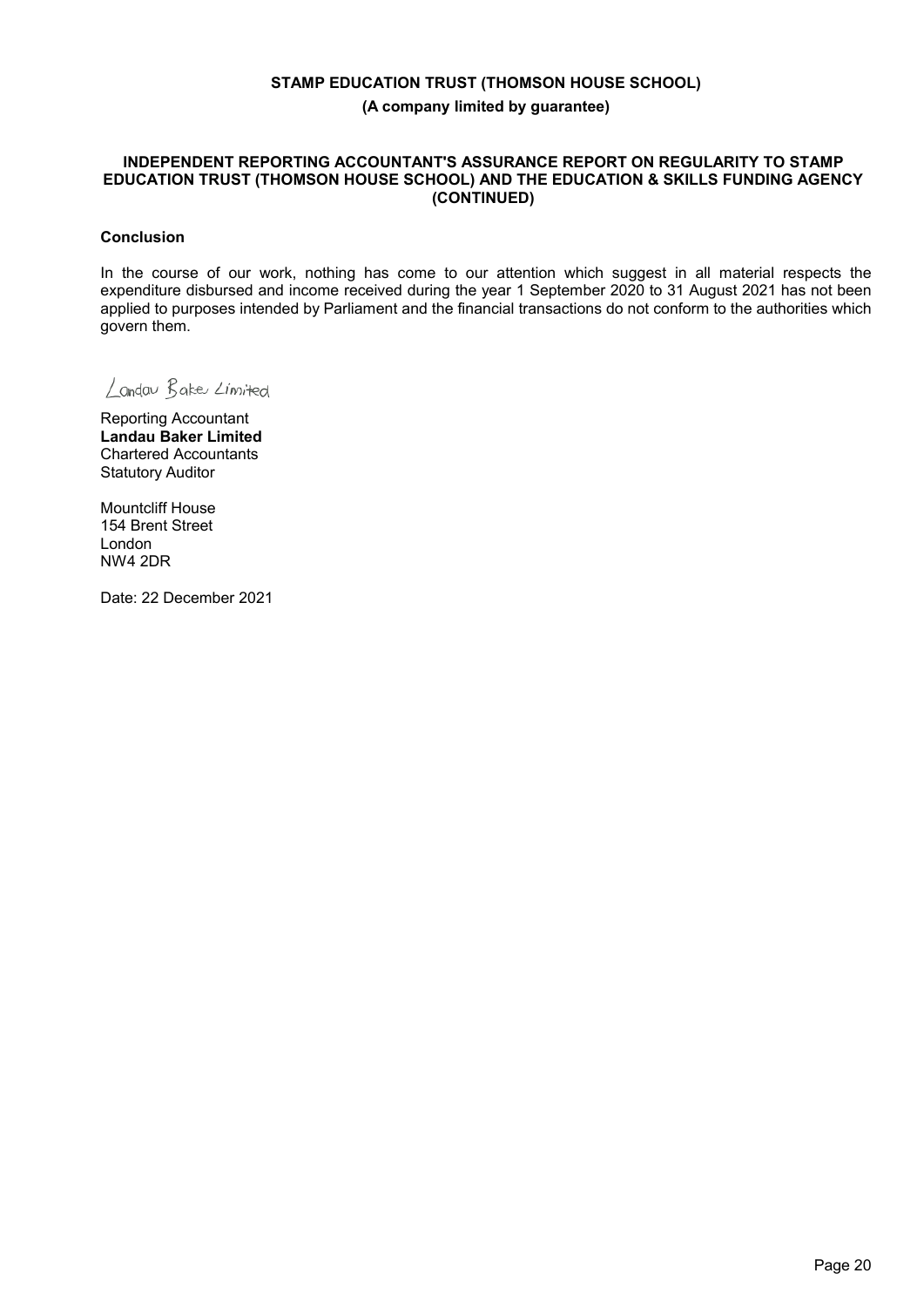**STAMP EDUCATION TRUST (THOMSON HOUSE SCHOOL)**

**(A company limited by guarantee)**

**INDEPENDENT REPORTING ACCOUNTANT'S ASSURANCE REPORT ON REGULARITY TO STAMP EDUCATION TRUST (THOMSON HOUSE SCHOOL) AND THE EDUCATION & SKILLS FUNDING AGENCY (CONTINUED)**

**Conclusion**

In the course of our work, nothing has come to our attention which suggest in all material respects the expenditure disbursed and income received during the year 1 September 2020 to 31 August 2021 has not been applied to purposes intended by Parliament and the financial transactions do not conform to the authorities which govern them.

Landau Baker Limited

Reporting Accountant
**Landau Baker Limited**
Chartered Accountants
Statutory Auditor

Mountcliff House
154 Brent Street
London
NW4 2DR

Date: 22 December 2021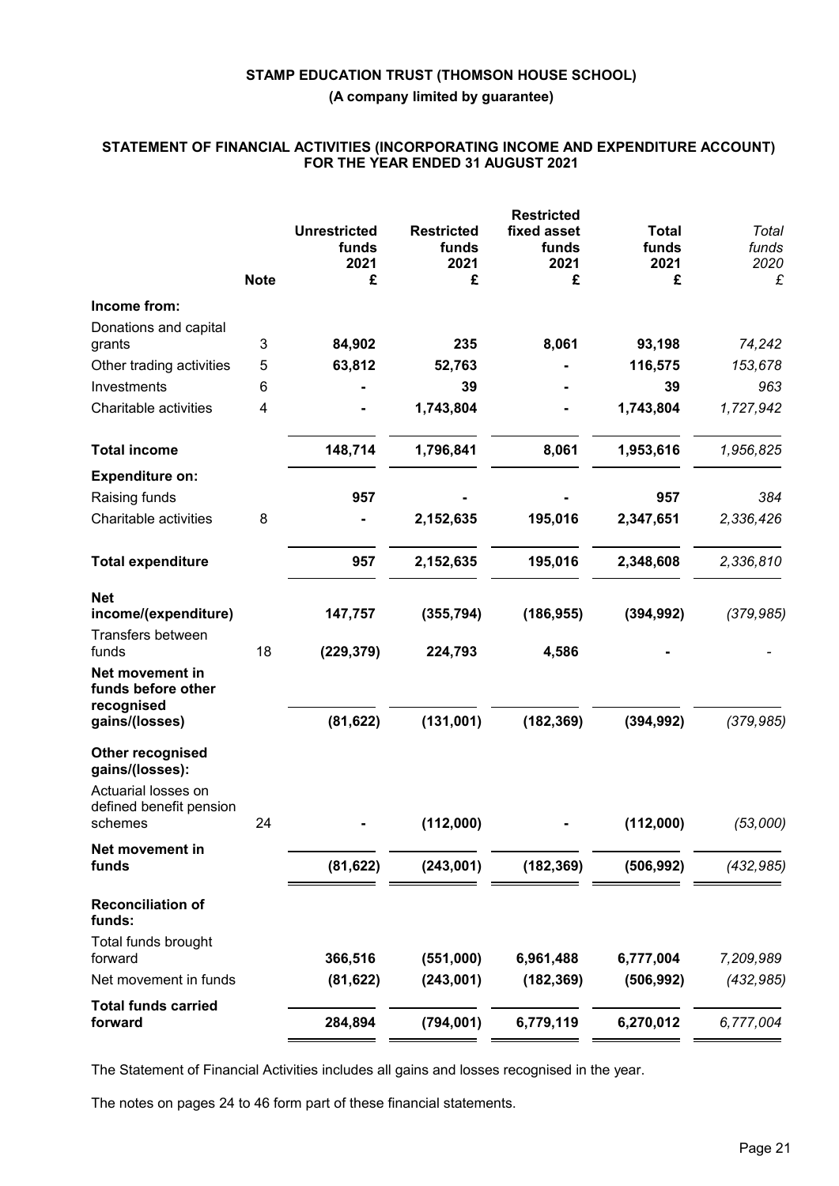# STAMP EDUCATION TRUST (THOMSON HOUSE SCHOOL)

**(A company limited by guarantee)**

## STATEMENT OF FINANCIAL ACTIVITIES (INCORPORATING INCOME AND EXPENDITURE ACCOUNT) FOR THE YEAR ENDED 31 AUGUST 2021

| | Note | Unrestricted funds 2021 £ | Restricted funds 2021 £ | Restricted fixed asset funds 2021 £ | Total funds 2021 £ | *Total funds 2020 £* |
|---|---|---|---|---|---|---|
| **Income from:** | | | | | | |
| Donations and capital grants | 3 | **84,902** | **235** | **8,061** | **93,198** | *74,242* |
| Other trading activities | 5 | **63,812** | **52,763** | **-** | **116,575** | *153,678* |
| Investments | 6 | **-** | **39** | **-** | **39** | *963* |
| Charitable activities | 4 | **-** | **1,743,804** | **-** | **1,743,804** | *1,727,942* |
| **Total income** | | **148,714** | **1,796,841** | **8,061** | **1,953,616** | *1,956,825* |
| **Expenditure on:** | | | | | | |
| Raising funds | | **957** | **-** | **-** | **957** | *384* |
| Charitable activities | 8 | **-** | **2,152,635** | **195,016** | **2,347,651** | *2,336,426* |
| **Total expenditure** | | **957** | **2,152,635** | **195,016** | **2,348,608** | *2,336,810* |
| **Net income/(expenditure)** | | **147,757** | **(355,794)** | **(186,955)** | **(394,992)** | *(379,985)* |
| Transfers between funds | 18 | **(229,379)** | **224,793** | **4,586** | **-** | *-* |
| **Net movement in funds before other recognised gains/(losses)** | | **(81,622)** | **(131,001)** | **(182,369)** | **(394,992)** | *(379,985)* |
| **Other recognised gains/(losses):** | | | | | | |
| Actuarial losses on defined benefit pension schemes | 24 | **-** | **(112,000)** | **-** | **(112,000)** | *(53,000)* |
| **Net movement in funds** | | **(81,622)** | **(243,001)** | **(182,369)** | **(506,992)** | *(432,985)* |
| **Reconciliation of funds:** | | | | | | |
| Total funds brought forward | | **366,516** | **(551,000)** | **6,961,488** | **6,777,004** | *7,209,989* |
| Net movement in funds | | **(81,622)** | **(243,001)** | **(182,369)** | **(506,992)** | *(432,985)* |
| **Total funds carried forward** | | **284,894** | **(794,001)** | **6,779,119** | **6,270,012** | *6,777,004* |

The Statement of Financial Activities includes all gains and losses recognised in the year.

The notes on pages 24 to 46 form part of these financial statements.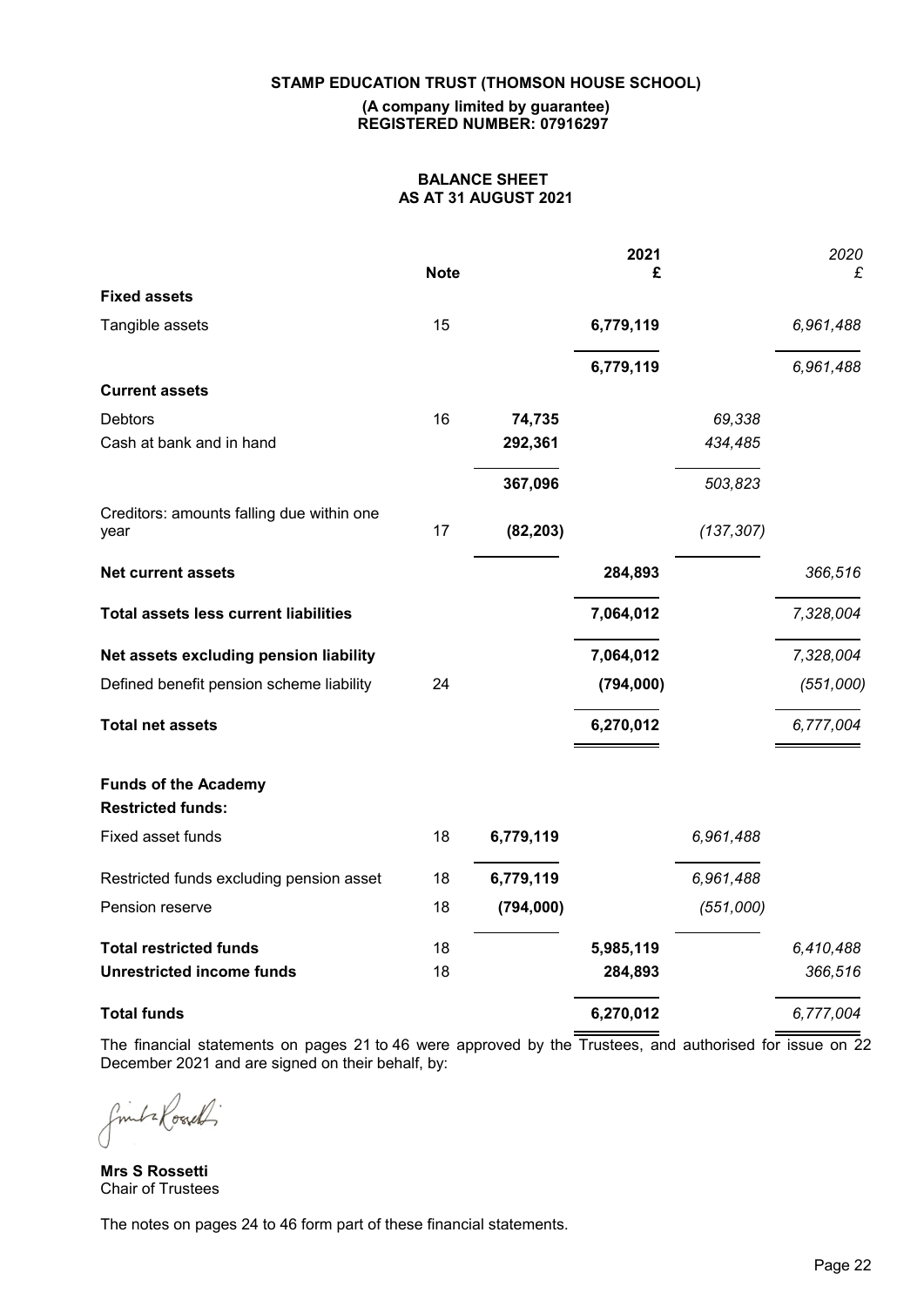**STAMP EDUCATION TRUST (THOMSON HOUSE SCHOOL)**

**(A company limited by guarantee)**
**REGISTERED NUMBER: 07916297**

# BALANCE SHEET
# AS AT 31 AUGUST 2021

| | Note | | 2021 £ | | 2020 £ |
|---|---|---|---|---|---|
| **Fixed assets** | | | | | |
| Tangible assets | 15 | | 6,779,119 | | 6,961,488 |
| | | | 6,779,119 | | 6,961,488 |
| **Current assets** | | | | | |
| Debtors | 16 | 74,735 | | 69,338 | |
| Cash at bank and in hand | | 292,361 | | 434,485 | |
| | | 367,096 | | 503,823 | |
| Creditors: amounts falling due within one year | 17 | (82,203) | | (137,307) | |
| **Net current assets** | | | 284,893 | | 366,516 |
| **Total assets less current liabilities** | | | 7,064,012 | | 7,328,004 |
| **Net assets excluding pension liability** | | | 7,064,012 | | 7,328,004 |
| Defined benefit pension scheme liability | 24 | | (794,000) | | (551,000) |
| **Total net assets** | | | 6,270,012 | | 6,777,004 |
| **Funds of the Academy** | | | | | |
| **Restricted funds:** | | | | | |
| Fixed asset funds | 18 | 6,779,119 | | 6,961,488 | |
| Restricted funds excluding pension asset | 18 | 6,779,119 | | 6,961,488 | |
| Pension reserve | 18 | (794,000) | | (551,000) | |
| **Total restricted funds** | 18 | | 5,985,119 | | 6,410,488 |
| **Unrestricted income funds** | 18 | | 284,893 | | 366,516 |
| **Total funds** | | | 6,270,012 | | 6,777,004 |

The financial statements on pages 21 to 46 were approved by the Trustees, and authorised for issue on 22 December 2021 and are signed on their behalf, by:

**Mrs S Rossetti**
Chair of Trustees

The notes on pages 24 to 46 form part of these financial statements.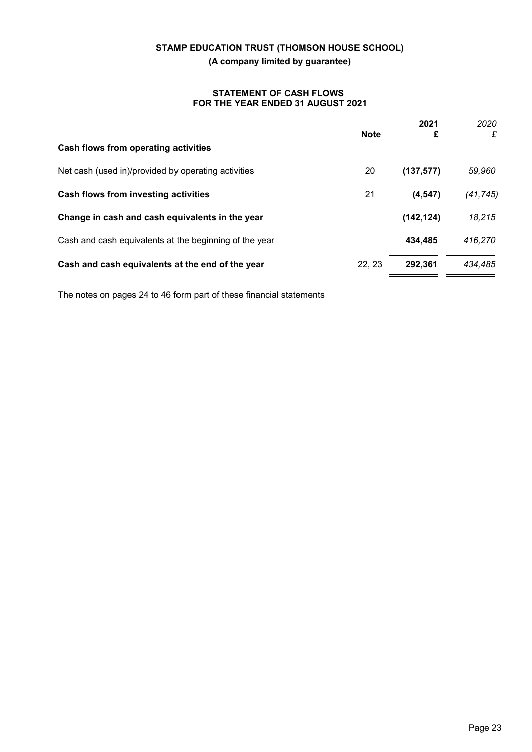**STAMP EDUCATION TRUST (THOMSON HOUSE SCHOOL)**

**(A company limited by guarantee)**

## STATEMENT OF CASH FLOWS FOR THE YEAR ENDED 31 AUGUST 2021

| | Note | 2021 £ | *2020 £* |
|---|---|---|---|
| **Cash flows from operating activities** | | | |
| Net cash (used in)/provided by operating activities | 20 | **(137,577)** | *59,960* |
| **Cash flows from investing activities** | 21 | **(4,547)** | *(41,745)* |
| **Change in cash and cash equivalents in the year** | | **(142,124)** | *18,215* |
| Cash and cash equivalents at the beginning of the year | | **434,485** | *416,270* |
| **Cash and cash equivalents at the end of the year** | 22, 23 | **292,361** | *434,485* |

The notes on pages 24 to 46 form part of these financial statements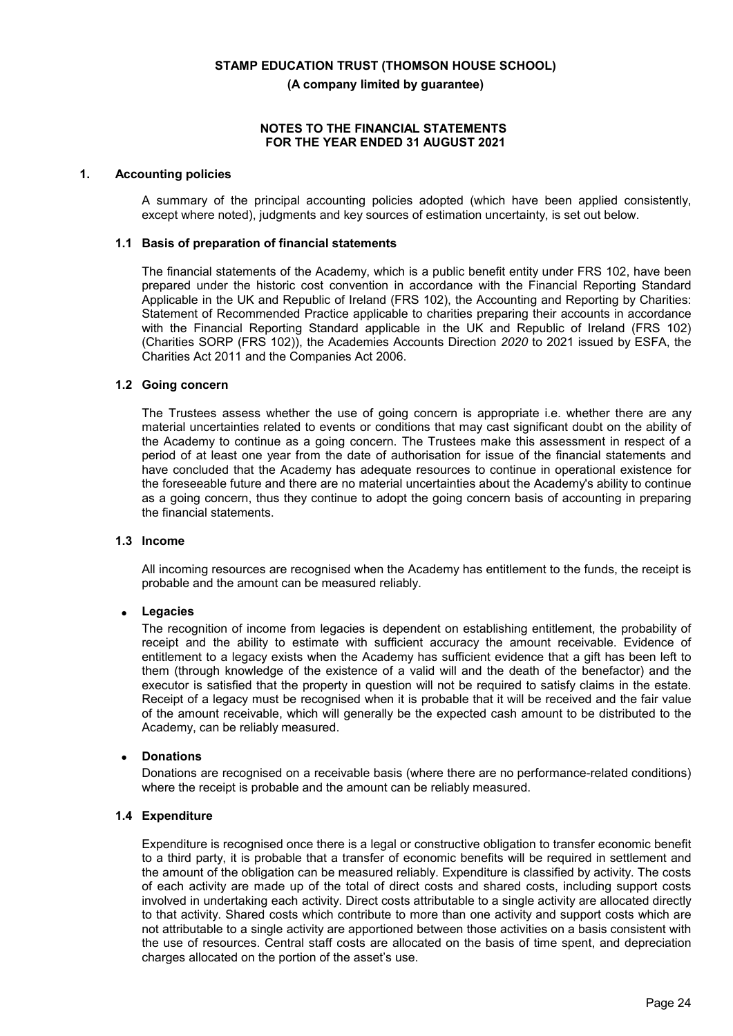**STAMP EDUCATION TRUST (THOMSON HOUSE SCHOOL)**

**(A company limited by guarantee)**

**NOTES TO THE FINANCIAL STATEMENTS FOR THE YEAR ENDED 31 AUGUST 2021**

## 1. Accounting policies

A summary of the principal accounting policies adopted (which have been applied consistently, except where noted), judgments and key sources of estimation uncertainty, is set out below.

### 1.1 Basis of preparation of financial statements

The financial statements of the Academy, which is a public benefit entity under FRS 102, have been prepared under the historic cost convention in accordance with the Financial Reporting Standard Applicable in the UK and Republic of Ireland (FRS 102), the Accounting and Reporting by Charities: Statement of Recommended Practice applicable to charities preparing their accounts in accordance with the Financial Reporting Standard applicable in the UK and Republic of Ireland (FRS 102) (Charities SORP (FRS 102)), the Academies Accounts Direction *2020* to 2021 issued by ESFA, the Charities Act 2011 and the Companies Act 2006.

### 1.2 Going concern

The Trustees assess whether the use of going concern is appropriate i.e. whether there are any material uncertainties related to events or conditions that may cast significant doubt on the ability of the Academy to continue as a going concern. The Trustees make this assessment in respect of a period of at least one year from the date of authorisation for issue of the financial statements and have concluded that the Academy has adequate resources to continue in operational existence for the foreseeable future and there are no material uncertainties about the Academy's ability to continue as a going concern, thus they continue to adopt the going concern basis of accounting in preparing the financial statements.

### 1.3 Income

All incoming resources are recognised when the Academy has entitlement to the funds, the receipt is probable and the amount can be measured reliably.

- **Legacies**

  The recognition of income from legacies is dependent on establishing entitlement, the probability of receipt and the ability to estimate with sufficient accuracy the amount receivable. Evidence of entitlement to a legacy exists when the Academy has sufficient evidence that a gift has been left to them (through knowledge of the existence of a valid will and the death of the benefactor) and the executor is satisfied that the property in question will not be required to satisfy claims in the estate. Receipt of a legacy must be recognised when it is probable that it will be received and the fair value of the amount receivable, which will generally be the expected cash amount to be distributed to the Academy, can be reliably measured.

- **Donations**

  Donations are recognised on a receivable basis (where there are no performance-related conditions) where the receipt is probable and the amount can be reliably measured.

### 1.4 Expenditure

Expenditure is recognised once there is a legal or constructive obligation to transfer economic benefit to a third party, it is probable that a transfer of economic benefits will be required in settlement and the amount of the obligation can be measured reliably. Expenditure is classified by activity. The costs of each activity are made up of the total of direct costs and shared costs, including support costs involved in undertaking each activity. Direct costs attributable to a single activity are allocated directly to that activity. Shared costs which contribute to more than one activity and support costs which are not attributable to a single activity are apportioned between those activities on a basis consistent with the use of resources. Central staff costs are allocated on the basis of time spent, and depreciation charges allocated on the portion of the asset's use.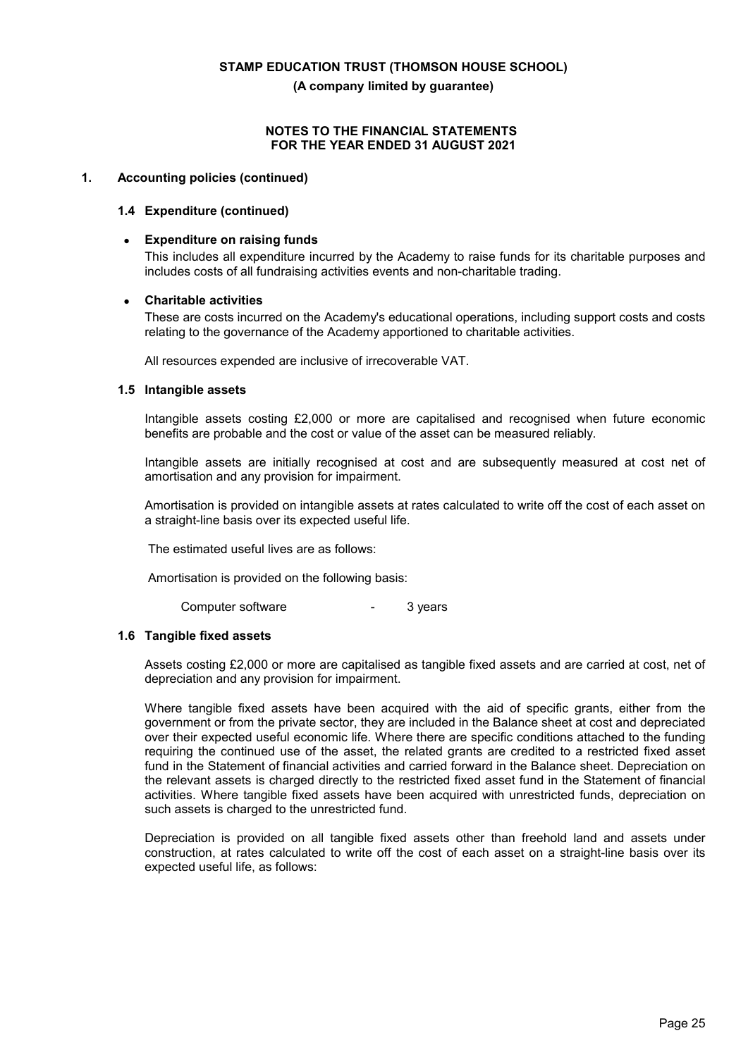**STAMP EDUCATION TRUST (THOMSON HOUSE SCHOOL)**

**(A company limited by guarantee)**

**NOTES TO THE FINANCIAL STATEMENTS FOR THE YEAR ENDED 31 AUGUST 2021**

## 1. Accounting policies (continued)

### 1.4 Expenditure (continued)

- **Expenditure on raising funds**

  This includes all expenditure incurred by the Academy to raise funds for its charitable purposes and includes costs of all fundraising activities events and non-charitable trading.

- **Charitable activities**

  These are costs incurred on the Academy's educational operations, including support costs and costs relating to the governance of the Academy apportioned to charitable activities.

  All resources expended are inclusive of irrecoverable VAT.

### 1.5 Intangible assets

Intangible assets costing £2,000 or more are capitalised and recognised when future economic benefits are probable and the cost or value of the asset can be measured reliably.

Intangible assets are initially recognised at cost and are subsequently measured at cost net of amortisation and any provision for impairment.

Amortisation is provided on intangible assets at rates calculated to write off the cost of each asset on a straight-line basis over its expected useful life.

The estimated useful lives are as follows:

Amortisation is provided on the following basis:

| | | |
|---|---|---|
| Computer software | - | 3 years |

### 1.6 Tangible fixed assets

Assets costing £2,000 or more are capitalised as tangible fixed assets and are carried at cost, net of depreciation and any provision for impairment.

Where tangible fixed assets have been acquired with the aid of specific grants, either from the government or from the private sector, they are included in the Balance sheet at cost and depreciated over their expected useful economic life. Where there are specific conditions attached to the funding requiring the continued use of the asset, the related grants are credited to a restricted fixed asset fund in the Statement of financial activities and carried forward in the Balance sheet. Depreciation on the relevant assets is charged directly to the restricted fixed asset fund in the Statement of financial activities. Where tangible fixed assets have been acquired with unrestricted funds, depreciation on such assets is charged to the unrestricted fund.

Depreciation is provided on all tangible fixed assets other than freehold land and assets under construction, at rates calculated to write off the cost of each asset on a straight-line basis over its expected useful life, as follows: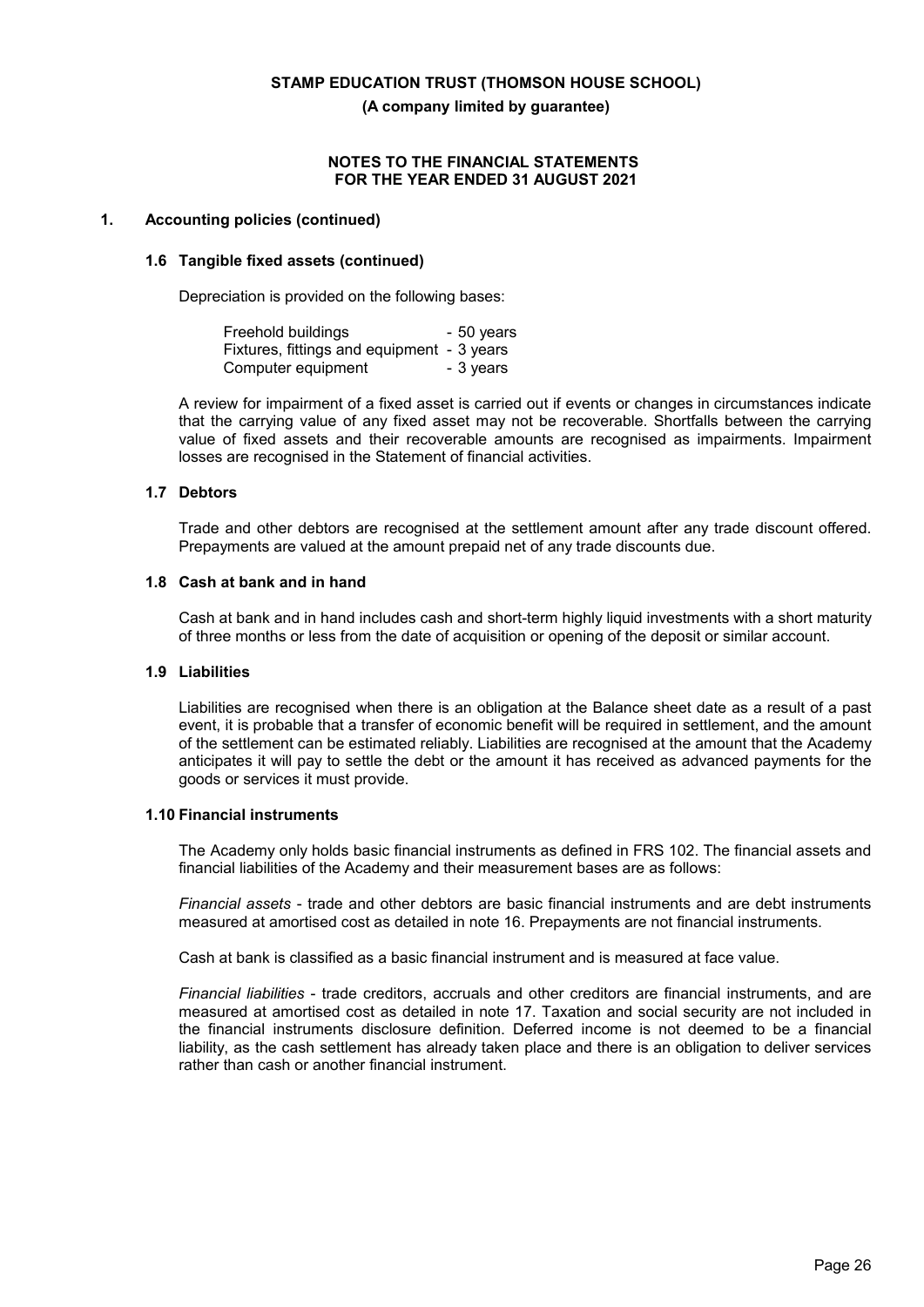**STAMP EDUCATION TRUST (THOMSON HOUSE SCHOOL)**

**(A company limited by guarantee)**

**NOTES TO THE FINANCIAL STATEMENTS FOR THE YEAR ENDED 31 AUGUST 2021**

## 1. Accounting policies (continued)

### 1.6 Tangible fixed assets (continued)

Depreciation is provided on the following bases:

| | |
|---|---|
| Freehold buildings | - 50 years |
| Fixtures, fittings and equipment | - 3 years |
| Computer equipment | - 3 years |

A review for impairment of a fixed asset is carried out if events or changes in circumstances indicate that the carrying value of any fixed asset may not be recoverable. Shortfalls between the carrying value of fixed assets and their recoverable amounts are recognised as impairments. Impairment losses are recognised in the Statement of financial activities.

### 1.7 Debtors

Trade and other debtors are recognised at the settlement amount after any trade discount offered. Prepayments are valued at the amount prepaid net of any trade discounts due.

### 1.8 Cash at bank and in hand

Cash at bank and in hand includes cash and short-term highly liquid investments with a short maturity of three months or less from the date of acquisition or opening of the deposit or similar account.

### 1.9 Liabilities

Liabilities are recognised when there is an obligation at the Balance sheet date as a result of a past event, it is probable that a transfer of economic benefit will be required in settlement, and the amount of the settlement can be estimated reliably. Liabilities are recognised at the amount that the Academy anticipates it will pay to settle the debt or the amount it has received as advanced payments for the goods or services it must provide.

### 1.10 Financial instruments

The Academy only holds basic financial instruments as defined in FRS 102. The financial assets and financial liabilities of the Academy and their measurement bases are as follows:

*Financial assets* - trade and other debtors are basic financial instruments and are debt instruments measured at amortised cost as detailed in note 16. Prepayments are not financial instruments.

Cash at bank is classified as a basic financial instrument and is measured at face value.

*Financial liabilities* - trade creditors, accruals and other creditors are financial instruments, and are measured at amortised cost as detailed in note 17. Taxation and social security are not included in the financial instruments disclosure definition. Deferred income is not deemed to be a financial liability, as the cash settlement has already taken place and there is an obligation to deliver services rather than cash or another financial instrument.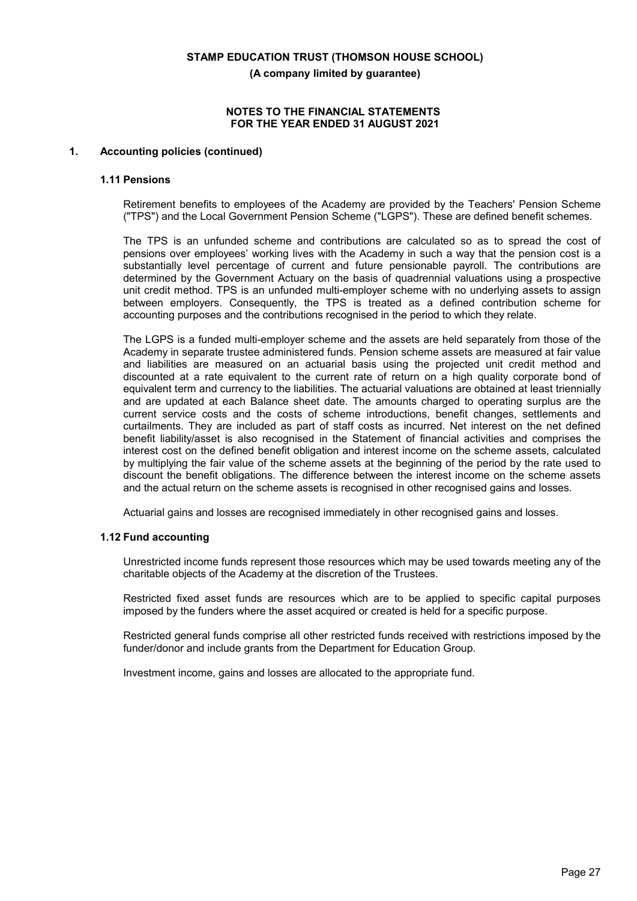## 1. Accounting policies (continued)

### 1.11 Pensions

Retirement benefits to employees of the Academy are provided by the Teachers' Pension Scheme ("TPS") and the Local Government Pension Scheme ("LGPS"). These are defined benefit schemes.

The TPS is an unfunded scheme and contributions are calculated so as to spread the cost of pensions over employees' working lives with the Academy in such a way that the pension cost is a substantially level percentage of current and future pensionable payroll. The contributions are determined by the Government Actuary on the basis of quadrennial valuations using a prospective unit credit method. TPS is an unfunded multi-employer scheme with no underlying assets to assign between employers. Consequently, the TPS is treated as a defined contribution scheme for accounting purposes and the contributions recognised in the period to which they relate.

The LGPS is a funded multi-employer scheme and the assets are held separately from those of the Academy in separate trustee administered funds. Pension scheme assets are measured at fair value and liabilities are measured on an actuarial basis using the projected unit credit method and discounted at a rate equivalent to the current rate of return on a high quality corporate bond of equivalent term and currency to the liabilities. The actuarial valuations are obtained at least triennially and are updated at each Balance sheet date. The amounts charged to operating surplus are the current service costs and the costs of scheme introductions, benefit changes, settlements and curtailments. They are included as part of staff costs as incurred. Net interest on the net defined benefit liability/asset is also recognised in the Statement of financial activities and comprises the interest cost on the defined benefit obligation and interest income on the scheme assets, calculated by multiplying the fair value of the scheme assets at the beginning of the period by the rate used to discount the benefit obligations. The difference between the interest income on the scheme assets and the actual return on the scheme assets is recognised in other recognised gains and losses.

Actuarial gains and losses are recognised immediately in other recognised gains and losses.

### 1.12 Fund accounting

Unrestricted income funds represent those resources which may be used towards meeting any of the charitable objects of the Academy at the discretion of the Trustees.

Restricted fixed asset funds are resources which are to be applied to specific capital purposes imposed by the funders where the asset acquired or created is held for a specific purpose.

Restricted general funds comprise all other restricted funds received with restrictions imposed by the funder/donor and include grants from the Department for Education Group.

Investment income, gains and losses are allocated to the appropriate fund.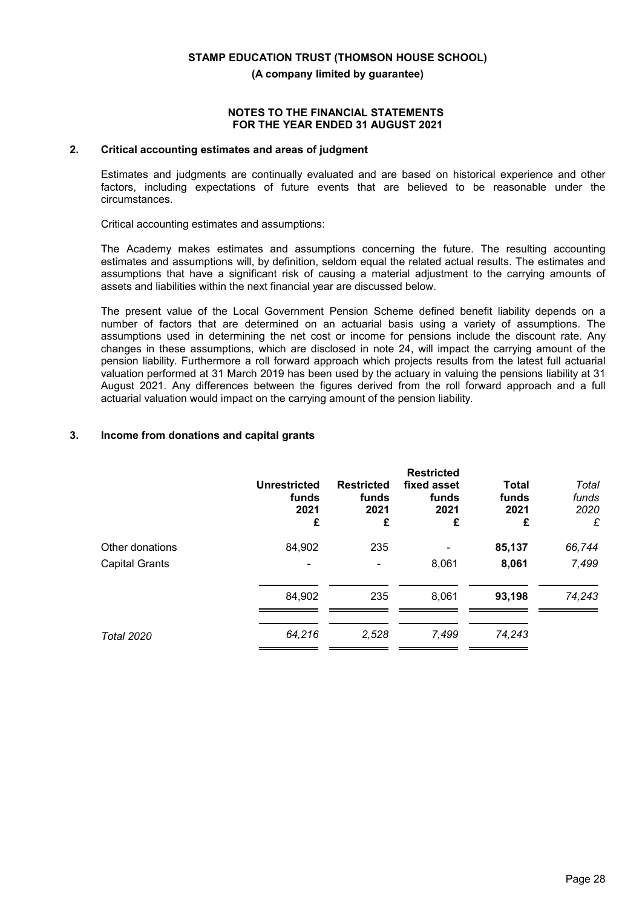## 2. Critical accounting estimates and areas of judgment

Estimates and judgments are continually evaluated and are based on historical experience and other factors, including expectations of future events that are believed to be reasonable under the circumstances.

Critical accounting estimates and assumptions:

The Academy makes estimates and assumptions concerning the future. The resulting accounting estimates and assumptions will, by definition, seldom equal the related actual results. The estimates and assumptions that have a significant risk of causing a material adjustment to the carrying amounts of assets and liabilities within the next financial year are discussed below.

The present value of the Local Government Pension Scheme defined benefit liability depends on a number of factors that are determined on an actuarial basis using a variety of assumptions. The assumptions used in determining the net cost or income for pensions include the discount rate. Any changes in these assumptions, which are disclosed in note 24, will impact the carrying amount of the pension liability. Furthermore a roll forward approach which projects results from the latest full actuarial valuation performed at 31 March 2019 has been used by the actuary in valuing the pensions liability at 31 August 2021. Any differences between the figures derived from the roll forward approach and a full actuarial valuation would impact on the carrying amount of the pension liability.

## 3. Income from donations and capital grants

| | Unrestricted funds 2021 £ | Restricted funds 2021 £ | Restricted fixed asset funds 2021 £ | Total funds 2021 £ | *Total funds 2020 £* |
|---|---|---|---|---|---|
| Other donations | 84,902 | 235 | - | **85,137** | *66,744* |
| Capital Grants | - | - | 8,061 | **8,061** | *7,499* |
| | 84,902 | 235 | 8,061 | **93,198** | *74,243* |
| *Total 2020* | *64,216* | *2,528* | *7,499* | *74,243* | |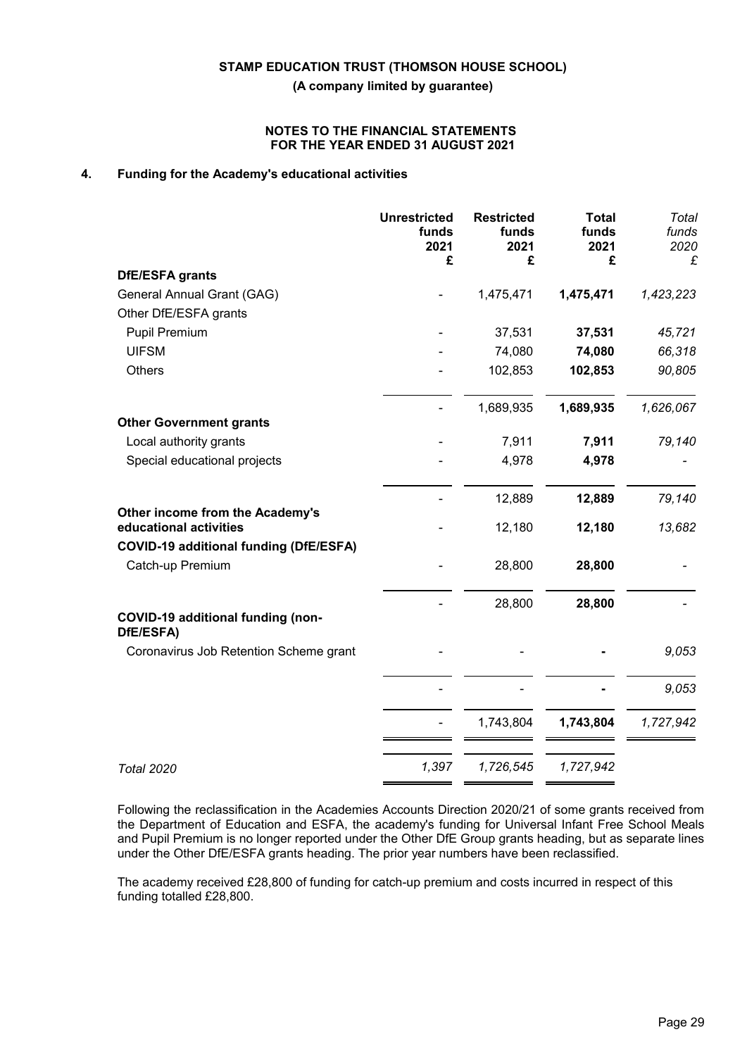**STAMP EDUCATION TRUST (THOMSON HOUSE SCHOOL)**

**(A company limited by guarantee)**

**NOTES TO THE FINANCIAL STATEMENTS FOR THE YEAR ENDED 31 AUGUST 2021**

## 4. Funding for the Academy's educational activities

| | Unrestricted funds 2021 £ | Restricted funds 2021 £ | Total funds 2021 £ | *Total funds 2020 £* |
|---|---|---|---|---|
| **DfE/ESFA grants** | | | | |
| General Annual Grant (GAG) | - | 1,475,471 | **1,475,471** | *1,423,223* |
| Other DfE/ESFA grants | | | | |
| Pupil Premium | - | 37,531 | **37,531** | *45,721* |
| UIFSM | - | 74,080 | **74,080** | *66,318* |
| Others | - | 102,853 | **102,853** | *90,805* |
| | - | 1,689,935 | **1,689,935** | *1,626,067* |
| **Other Government grants** | | | | |
| Local authority grants | - | 7,911 | **7,911** | *79,140* |
| Special educational projects | - | 4,978 | **4,978** | *-* |
| | - | 12,889 | **12,889** | *79,140* |
| **Other income from the Academy's educational activities** | - | 12,180 | **12,180** | *13,682* |
| **COVID-19 additional funding (DfE/ESFA)** | | | | |
| Catch-up Premium | - | 28,800 | **28,800** | *-* |
| | - | 28,800 | **28,800** | *-* |
| **COVID-19 additional funding (non-DfE/ESFA)** | | | | |
| Coronavirus Job Retention Scheme grant | - | - | **-** | *9,053* |
| | - | - | **-** | *9,053* |
| | - | 1,743,804 | **1,743,804** | *1,727,942* |
| *Total 2020* | *1,397* | *1,726,545* | *1,727,942* | |

Following the reclassification in the Academies Accounts Direction 2020/21 of some grants received from the Department of Education and ESFA, the academy's funding for Universal Infant Free School Meals and Pupil Premium is no longer reported under the Other DfE Group grants heading, but as separate lines under the Other DfE/ESFA grants heading. The prior year numbers have been reclassified.

The academy received £28,800 of funding for catch-up premium and costs incurred in respect of this funding totalled £28,800.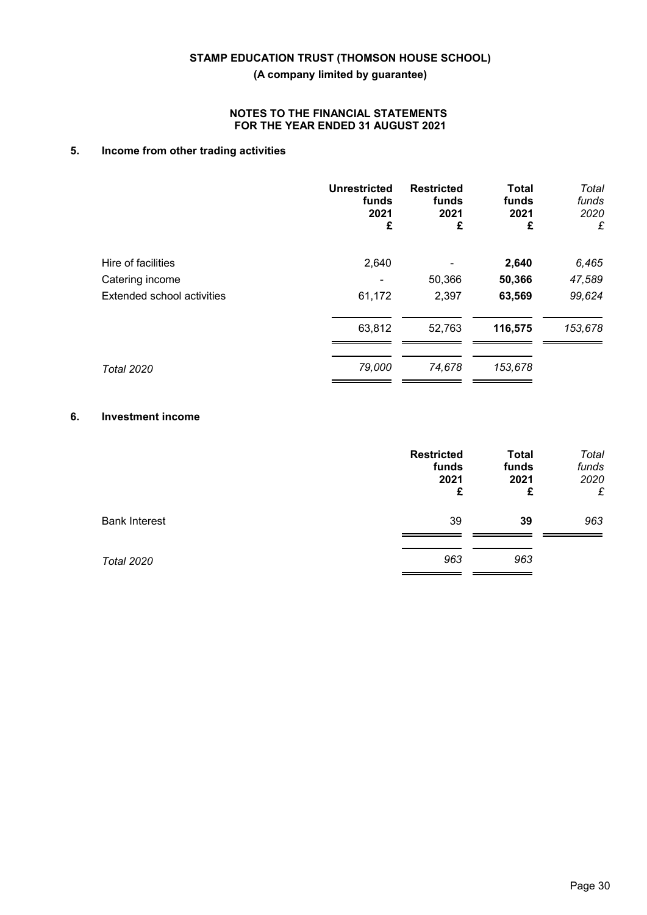**STAMP EDUCATION TRUST (THOMSON HOUSE SCHOOL)**

**(A company limited by guarantee)**

**NOTES TO THE FINANCIAL STATEMENTS FOR THE YEAR ENDED 31 AUGUST 2021**

## 5. Income from other trading activities

| | Unrestricted funds 2021 £ | Restricted funds 2021 £ | Total funds 2021 £ | *Total funds 2020 £* |
|---|---|---|---|---|
| Hire of facilities | 2,640 | - | **2,640** | *6,465* |
| Catering income | - | 50,366 | **50,366** | *47,589* |
| Extended school activities | 61,172 | 2,397 | **63,569** | *99,624* |
| | 63,812 | 52,763 | **116,575** | *153,678* |
| *Total 2020* | *79,000* | *74,678* | *153,678* | |

## 6. Investment income

| | Restricted funds 2021 £ | Total funds 2021 £ | *Total funds 2020 £* |
|---|---|---|---|
| Bank Interest | 39 | **39** | *963* |
| *Total 2020* | *963* | *963* | |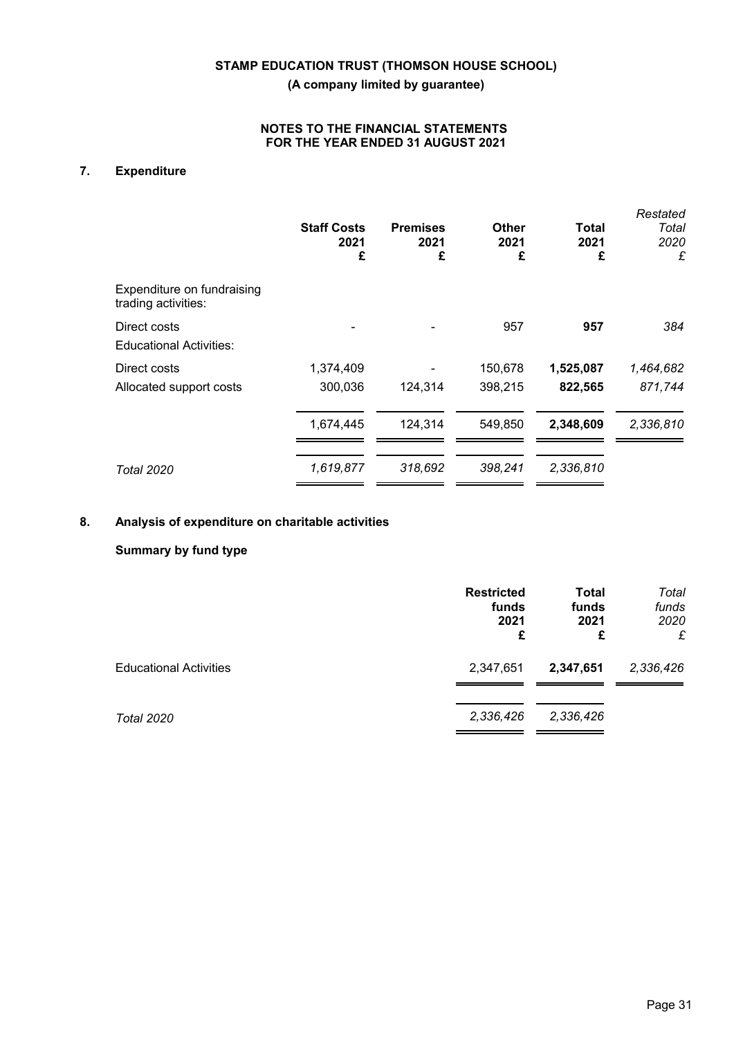**STAMP EDUCATION TRUST (THOMSON HOUSE SCHOOL)**

**(A company limited by guarantee)**

**NOTES TO THE FINANCIAL STATEMENTS FOR THE YEAR ENDED 31 AUGUST 2021**

## 7. Expenditure

| | Staff Costs 2021 £ | Premises 2021 £ | Other 2021 £ | Total 2021 £ | *Restated Total 2020 £* |
|---|---|---|---|---|---|
| Expenditure on fundraising trading activities: | | | | | |
| Direct costs | - | - | 957 | **957** | *384* |
| Educational Activities: | | | | | |
| Direct costs | 1,374,409 | - | 150,678 | **1,525,087** | *1,464,682* |
| Allocated support costs | 300,036 | 124,314 | 398,215 | **822,565** | *871,744* |
| | 1,674,445 | 124,314 | 549,850 | **2,348,609** | *2,336,810* |
| *Total 2020* | *1,619,877* | *318,692* | *398,241* | *2,336,810* | |

## 8. Analysis of expenditure on charitable activities

### Summary by fund type

| | Restricted funds 2021 £ | Total funds 2021 £ | *Total funds 2020 £* |
|---|---|---|---|
| Educational Activities | 2,347,651 | **2,347,651** | *2,336,426* |
| *Total 2020* | *2,336,426* | *2,336,426* | |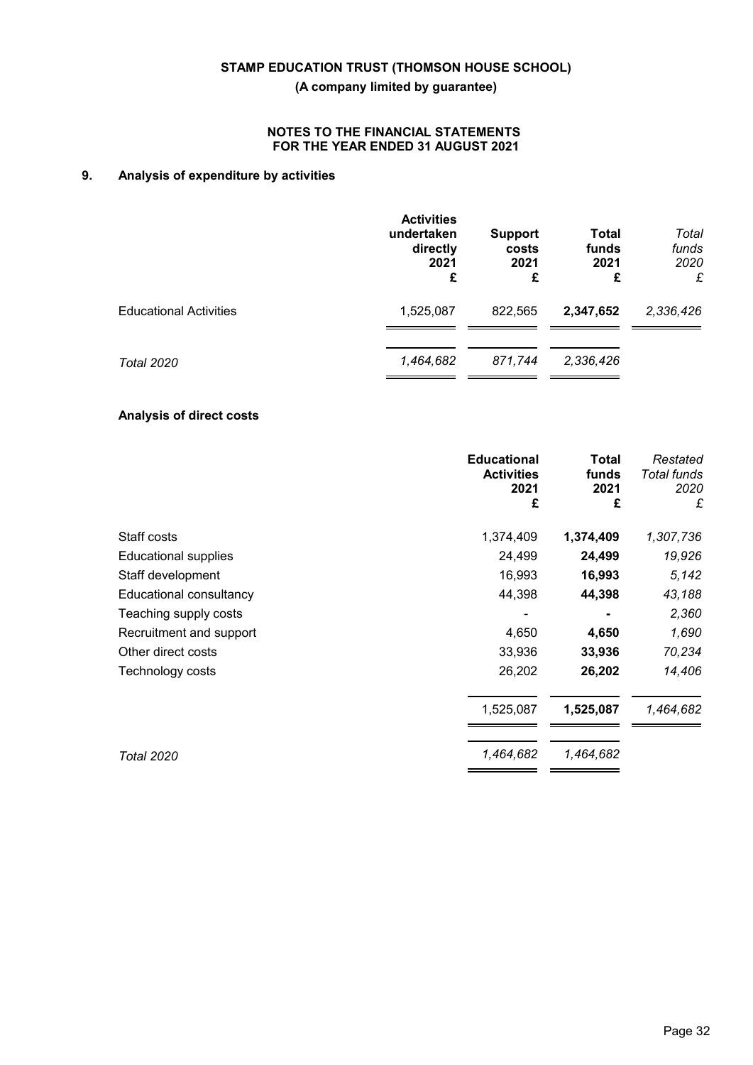**STAMP EDUCATION TRUST (THOMSON HOUSE SCHOOL)**

**(A company limited by guarantee)**

**NOTES TO THE FINANCIAL STATEMENTS FOR THE YEAR ENDED 31 AUGUST 2021**

## 9. Analysis of expenditure by activities

| | **Activities undertaken directly 2021 £** | **Support costs 2021 £** | **Total funds 2021 £** | *Total funds 2020 £* |
|---|---|---|---|---|
| Educational Activities | 1,525,087 | 822,565 | **2,347,652** | *2,336,426* |
| *Total 2020* | *1,464,682* | *871,744* | *2,336,426* | |

### Analysis of direct costs

| | **Educational Activities 2021 £** | **Total funds 2021 £** | *Restated Total funds 2020 £* |
|---|---|---|---|
| Staff costs | 1,374,409 | **1,374,409** | *1,307,736* |
| Educational supplies | 24,499 | **24,499** | *19,926* |
| Staff development | 16,993 | **16,993** | *5,142* |
| Educational consultancy | 44,398 | **44,398** | *43,188* |
| Teaching supply costs | - | **-** | *2,360* |
| Recruitment and support | 4,650 | **4,650** | *1,690* |
| Other direct costs | 33,936 | **33,936** | *70,234* |
| Technology costs | 26,202 | **26,202** | *14,406* |
| | 1,525,087 | **1,525,087** | *1,464,682* |
| *Total 2020* | *1,464,682* | *1,464,682* | |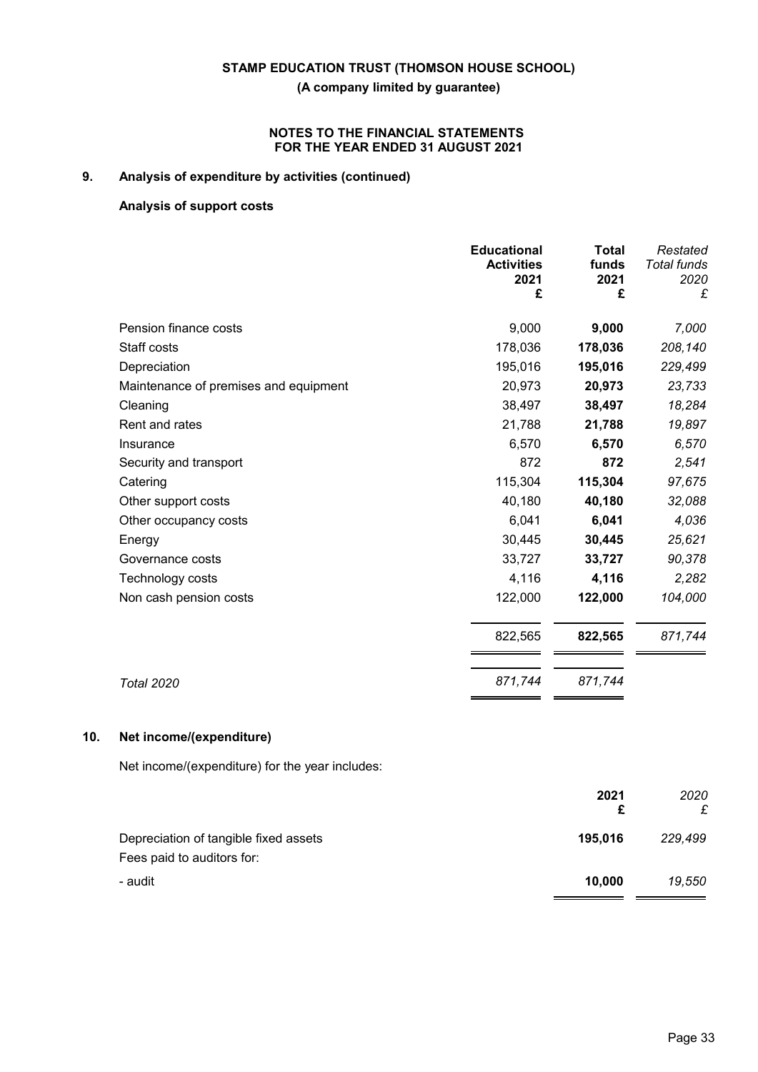**STAMP EDUCATION TRUST (THOMSON HOUSE SCHOOL)**

**(A company limited by guarantee)**

**NOTES TO THE FINANCIAL STATEMENTS
FOR THE YEAR ENDED 31 AUGUST 2021**

## 9. Analysis of expenditure by activities (continued)

### Analysis of support costs

| | **Educational Activities 2021 £** | **Total funds 2021 £** | *Restated Total funds 2020 £* |
|---|---|---|---|
| Pension finance costs | 9,000 | **9,000** | *7,000* |
| Staff costs | 178,036 | **178,036** | *208,140* |
| Depreciation | 195,016 | **195,016** | *229,499* |
| Maintenance of premises and equipment | 20,973 | **20,973** | *23,733* |
| Cleaning | 38,497 | **38,497** | *18,284* |
| Rent and rates | 21,788 | **21,788** | *19,897* |
| Insurance | 6,570 | **6,570** | *6,570* |
| Security and transport | 872 | **872** | *2,541* |
| Catering | 115,304 | **115,304** | *97,675* |
| Other support costs | 40,180 | **40,180** | *32,088* |
| Other occupancy costs | 6,041 | **6,041** | *4,036* |
| Energy | 30,445 | **30,445** | *25,621* |
| Governance costs | 33,727 | **33,727** | *90,378* |
| Technology costs | 4,116 | **4,116** | *2,282* |
| Non cash pension costs | 122,000 | **122,000** | *104,000* |
| | 822,565 | **822,565** | *871,744* |
| *Total 2020* | *871,744* | *871,744* | |

## 10. Net income/(expenditure)

Net income/(expenditure) for the year includes:

| | **2021 £** | *2020 £* |
|---|---|---|
| Depreciation of tangible fixed assets | **195,016** | *229,499* |
| Fees paid to auditors for: | | |
| - audit | **10,000** | *19,550* |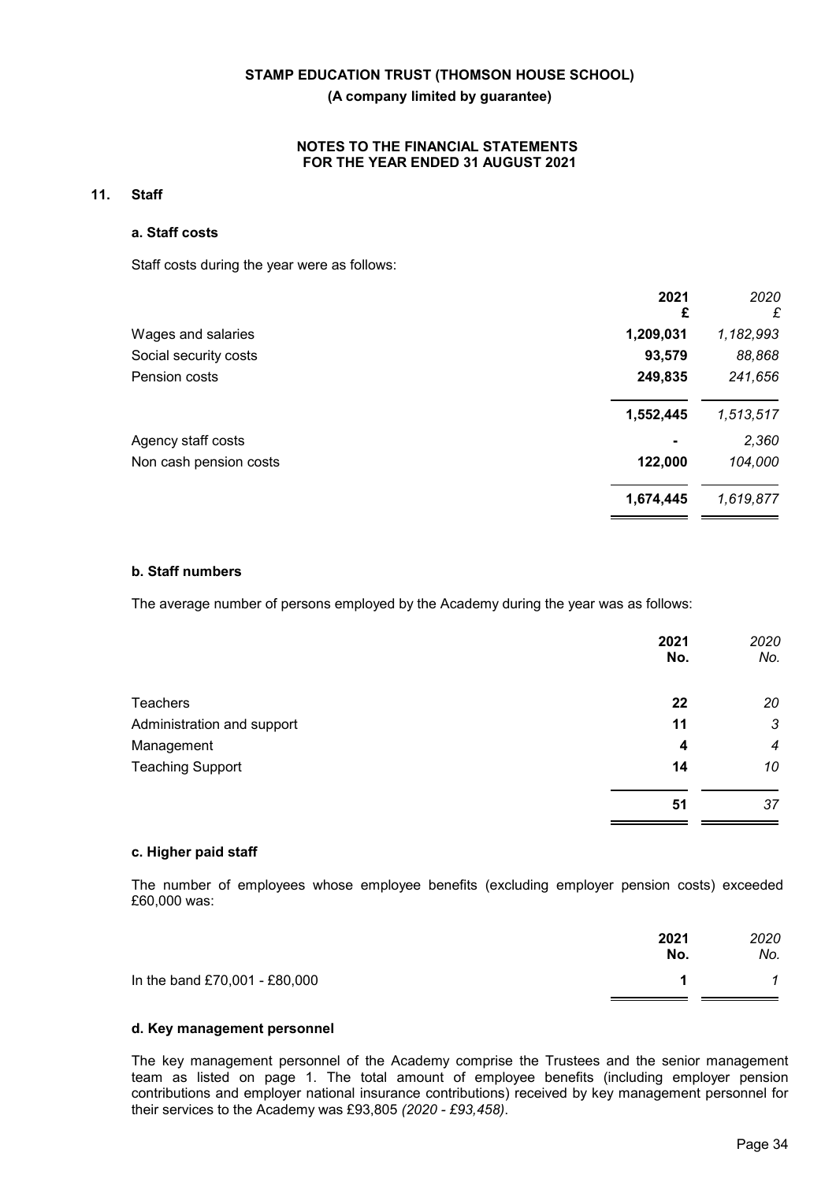## 11. Staff

### a. Staff costs

Staff costs during the year were as follows:

| | 2021 £ | *2020 £* |
|---|---|---|
| Wages and salaries | **1,209,031** | *1,182,993* |
| Social security costs | **93,579** | *88,868* |
| Pension costs | **249,835** | *241,656* |
| | **1,552,445** | *1,513,517* |
| Agency staff costs | **-** | *2,360* |
| Non cash pension costs | **122,000** | *104,000* |
| | **1,674,445** | *1,619,877* |

### b. Staff numbers

The average number of persons employed by the Academy during the year was as follows:

| | 2021 No. | *2020 No.* |
|---|---|---|
| Teachers | **22** | *20* |
| Administration and support | **11** | *3* |
| Management | **4** | *4* |
| Teaching Support | **14** | *10* |
| | **51** | *37* |

### c. Higher paid staff

The number of employees whose employee benefits (excluding employer pension costs) exceeded £60,000 was:

| | 2021 No. | *2020 No.* |
|---|---|---|
| In the band £70,001 - £80,000 | **1** | *1* |

### d. Key management personnel

The key management personnel of the Academy comprise the Trustees and the senior management team as listed on page 1. The total amount of employee benefits (including employer pension contributions and employer national insurance contributions) received by key management personnel for their services to the Academy was £93,805 *(2020 - £93,458)*.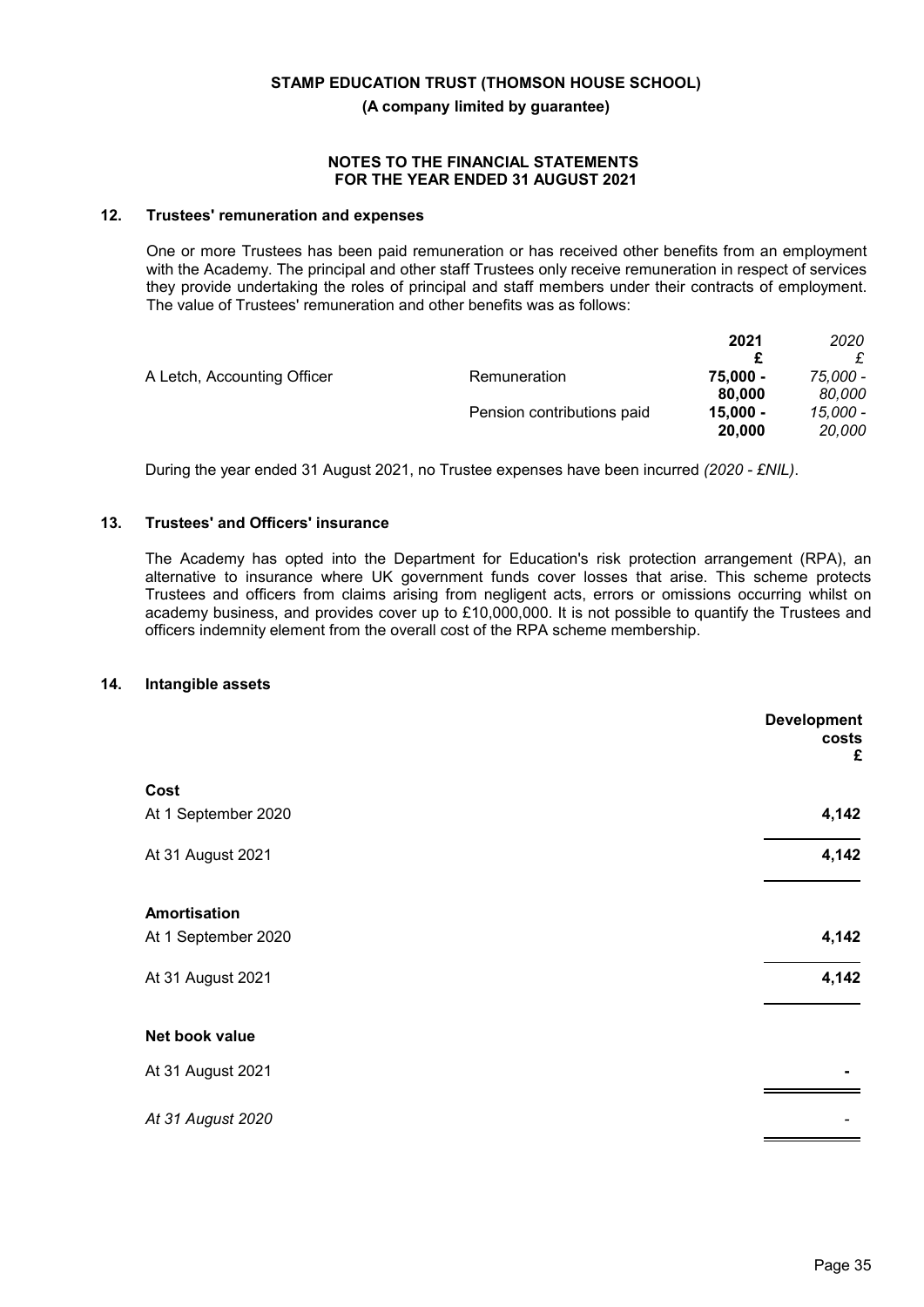**STAMP EDUCATION TRUST (THOMSON HOUSE SCHOOL)**

**(A company limited by guarantee)**

**NOTES TO THE FINANCIAL STATEMENTS FOR THE YEAR ENDED 31 AUGUST 2021**

## 12. Trustees' remuneration and expenses

One or more Trustees has been paid remuneration or has received other benefits from an employment with the Academy. The principal and other staff Trustees only receive remuneration in respect of services they provide undertaking the roles of principal and staff members under their contracts of employment. The value of Trustees' remuneration and other benefits was as follows:

| | | **2021** | *2020* |
|---|---|---|---|
| | | **£** | *£* |
| A Letch, Accounting Officer | Remuneration | **75,000 - 80,000** | *75,000 - 80,000* |
| | Pension contributions paid | **15,000 - 20,000** | *15,000 - 20,000* |

During the year ended 31 August 2021, no Trustee expenses have been incurred *(2020 - £NIL)*.

## 13. Trustees' and Officers' insurance

The Academy has opted into the Department for Education's risk protection arrangement (RPA), an alternative to insurance where UK government funds cover losses that arise. This scheme protects Trustees and officers from claims arising from negligent acts, errors or omissions occurring whilst on academy business, and provides cover up to £10,000,000. It is not possible to quantify the Trustees and officers indemnity element from the overall cost of the RPA scheme membership.

## 14. Intangible assets

| | **Development costs £** |
|---|---|
| **Cost** | |
| At 1 September 2020 | **4,142** |
| At 31 August 2021 | **4,142** |
| **Amortisation** | |
| At 1 September 2020 | **4,142** |
| At 31 August 2021 | **4,142** |
| **Net book value** | |
| At 31 August 2021 | **-** |
| *At 31 August 2020* | *-* |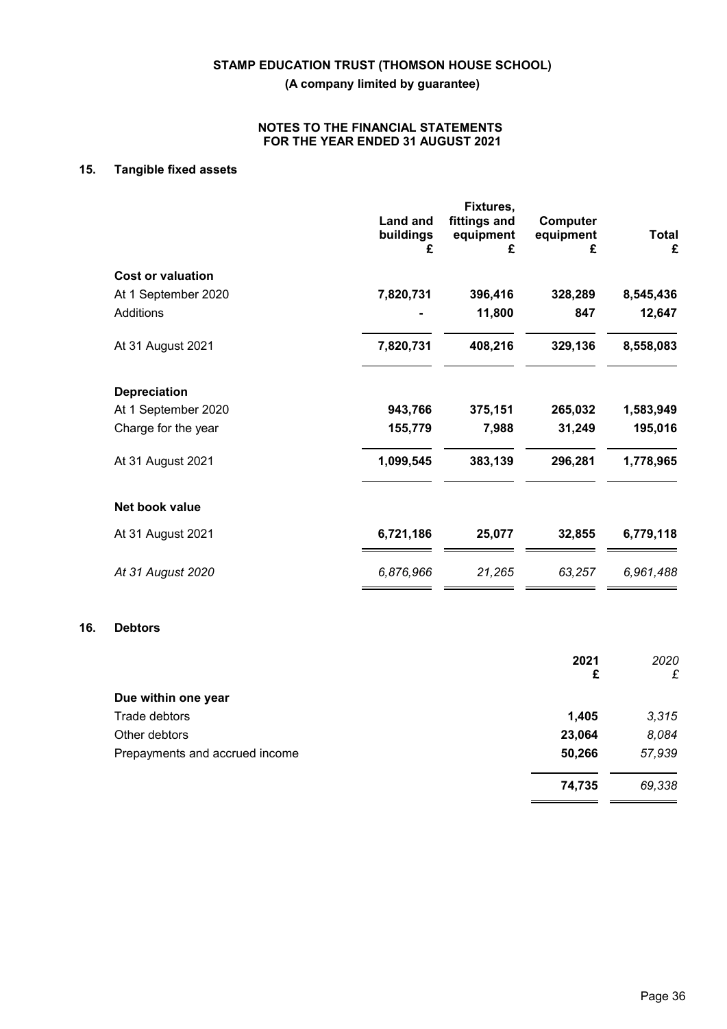# STAMP EDUCATION TRUST (THOMSON HOUSE SCHOOL)

**(A company limited by guarantee)**

**NOTES TO THE FINANCIAL STATEMENTS FOR THE YEAR ENDED 31 AUGUST 2021**

## 15. Tangible fixed assets

| | Land and buildings £ | Fixtures, fittings and equipment £ | Computer equipment £ | Total £ |
|---|---|---|---|---|
| **Cost or valuation** | | | | |
| At 1 September 2020 | **7,820,731** | **396,416** | **328,289** | **8,545,436** |
| Additions | **-** | **11,800** | **847** | **12,647** |
| At 31 August 2021 | **7,820,731** | **408,216** | **329,136** | **8,558,083** |
| **Depreciation** | | | | |
| At 1 September 2020 | **943,766** | **375,151** | **265,032** | **1,583,949** |
| Charge for the year | **155,779** | **7,988** | **31,249** | **195,016** |
| At 31 August 2021 | **1,099,545** | **383,139** | **296,281** | **1,778,965** |
| **Net book value** | | | | |
| At 31 August 2021 | **6,721,186** | **25,077** | **32,855** | **6,779,118** |
| *At 31 August 2020* | *6,876,966* | *21,265* | *63,257* | *6,961,488* |

## 16. Debtors

| | 2021 £ | *2020 £* |
|---|---|---|
| **Due within one year** | | |
| Trade debtors | **1,405** | *3,315* |
| Other debtors | **23,064** | *8,084* |
| Prepayments and accrued income | **50,266** | *57,939* |
| | **74,735** | *69,338* |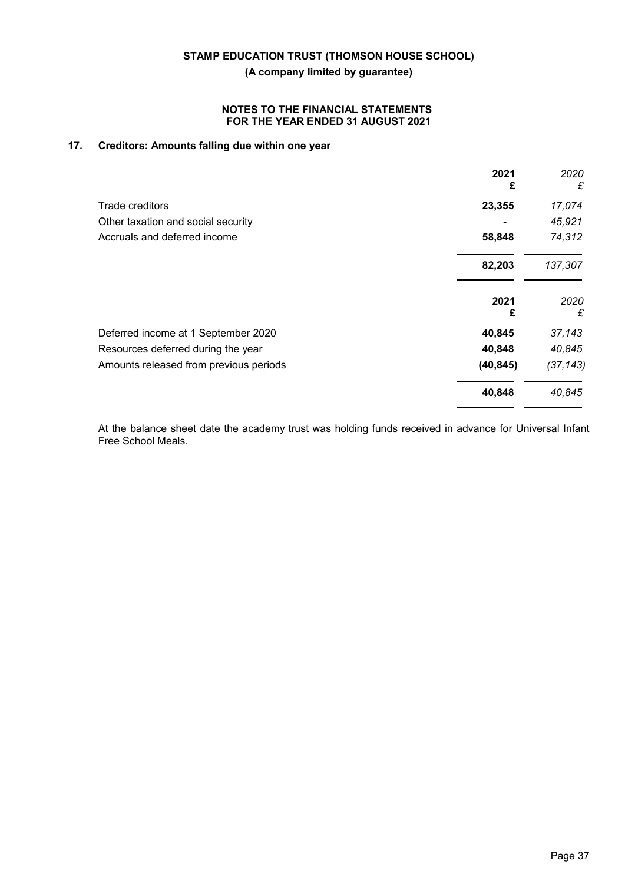**STAMP EDUCATION TRUST (THOMSON HOUSE SCHOOL)**

**(A company limited by guarantee)**

**NOTES TO THE FINANCIAL STATEMENTS FOR THE YEAR ENDED 31 AUGUST 2021**

## 17. Creditors: Amounts falling due within one year

| | **2021 £** | *2020 £* |
|---|---|---|
| Trade creditors | **23,355** | *17,074* |
| Other taxation and social security | **-** | *45,921* |
| Accruals and deferred income | **58,848** | *74,312* |
| | **82,203** | *137,307* |

| | **2021 £** | *2020 £* |
|---|---|---|
| Deferred income at 1 September 2020 | **40,845** | *37,143* |
| Resources deferred during the year | **40,848** | *40,845* |
| Amounts released from previous periods | **(40,845)** | *(37,143)* |
| | **40,848** | *40,845* |

At the balance sheet date the academy trust was holding funds received in advance for Universal Infant Free School Meals.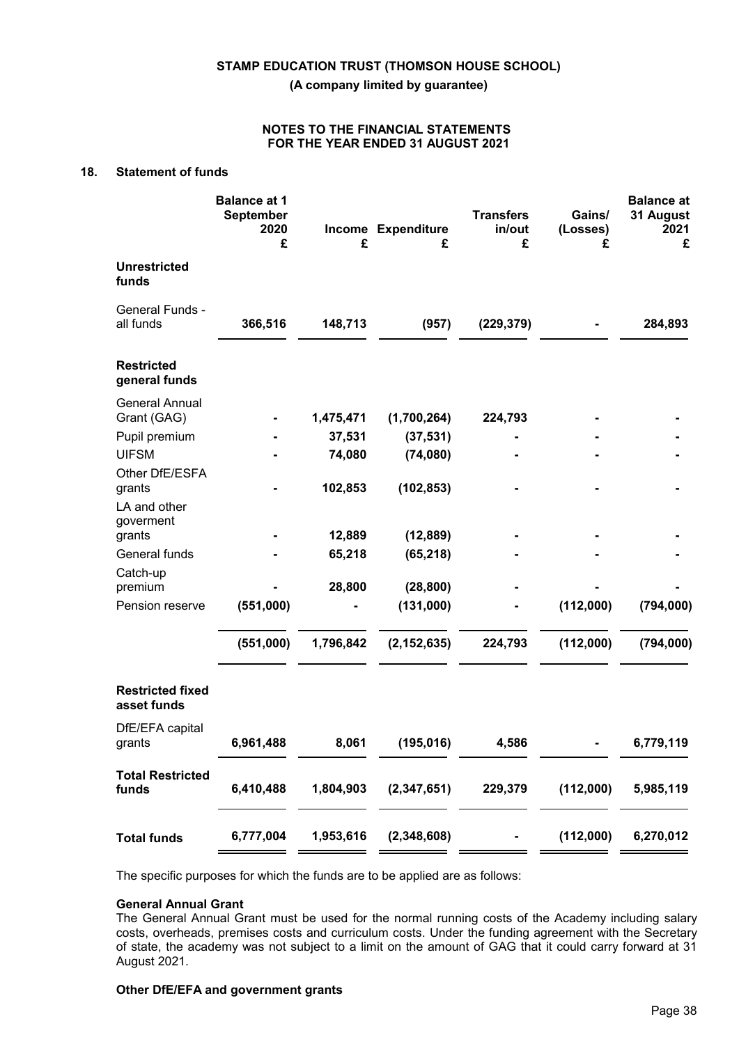**STAMP EDUCATION TRUST (THOMSON HOUSE SCHOOL)**

**(A company limited by guarantee)**

**NOTES TO THE FINANCIAL STATEMENTS FOR THE YEAR ENDED 31 AUGUST 2021**

## 18. Statement of funds

| | Balance at 1 September 2020 £ | Income £ | Expenditure £ | Transfers in/out £ | Gains/ (Losses) £ | Balance at 31 August 2021 £ |
|---|---|---|---|---|---|---|
| **Unrestricted funds** | | | | | | |
| General Funds - all funds | **366,516** | **148,713** | **(957)** | **(229,379)** | **-** | **284,893** |
| **Restricted general funds** | | | | | | |
| General Annual Grant (GAG) | - | 1,475,471 | (1,700,264) | 224,793 | - | - |
| Pupil premium | - | 37,531 | (37,531) | - | - | - |
| UIFSM | - | 74,080 | (74,080) | - | - | - |
| Other DfE/ESFA grants | - | 102,853 | (102,853) | - | - | - |
| LA and other goverment grants | - | 12,889 | (12,889) | - | - | - |
| General funds | - | 65,218 | (65,218) | - | - | - |
| Catch-up premium | - | 28,800 | (28,800) | - | - | - |
| Pension reserve | (551,000) | - | (131,000) | - | (112,000) | (794,000) |
| | (551,000) | 1,796,842 | (2,152,635) | 224,793 | (112,000) | (794,000) |
| **Restricted fixed asset funds** | | | | | | |
| DfE/EFA capital grants | **6,961,488** | **8,061** | **(195,016)** | **4,586** | **-** | **6,779,119** |
| **Total Restricted funds** | **6,410,488** | **1,804,903** | **(2,347,651)** | **229,379** | **(112,000)** | **5,985,119** |
| **Total funds** | **6,777,004** | **1,953,616** | **(2,348,608)** | **-** | **(112,000)** | **6,270,012** |

The specific purposes for which the funds are to be applied are as follows:

**General Annual Grant**

The General Annual Grant must be used for the normal running costs of the Academy including salary costs, overheads, premises costs and curriculum costs. Under the funding agreement with the Secretary of state, the academy was not subject to a limit on the amount of GAG that it could carry forward at 31 August 2021.

**Other DfE/EFA and government grants**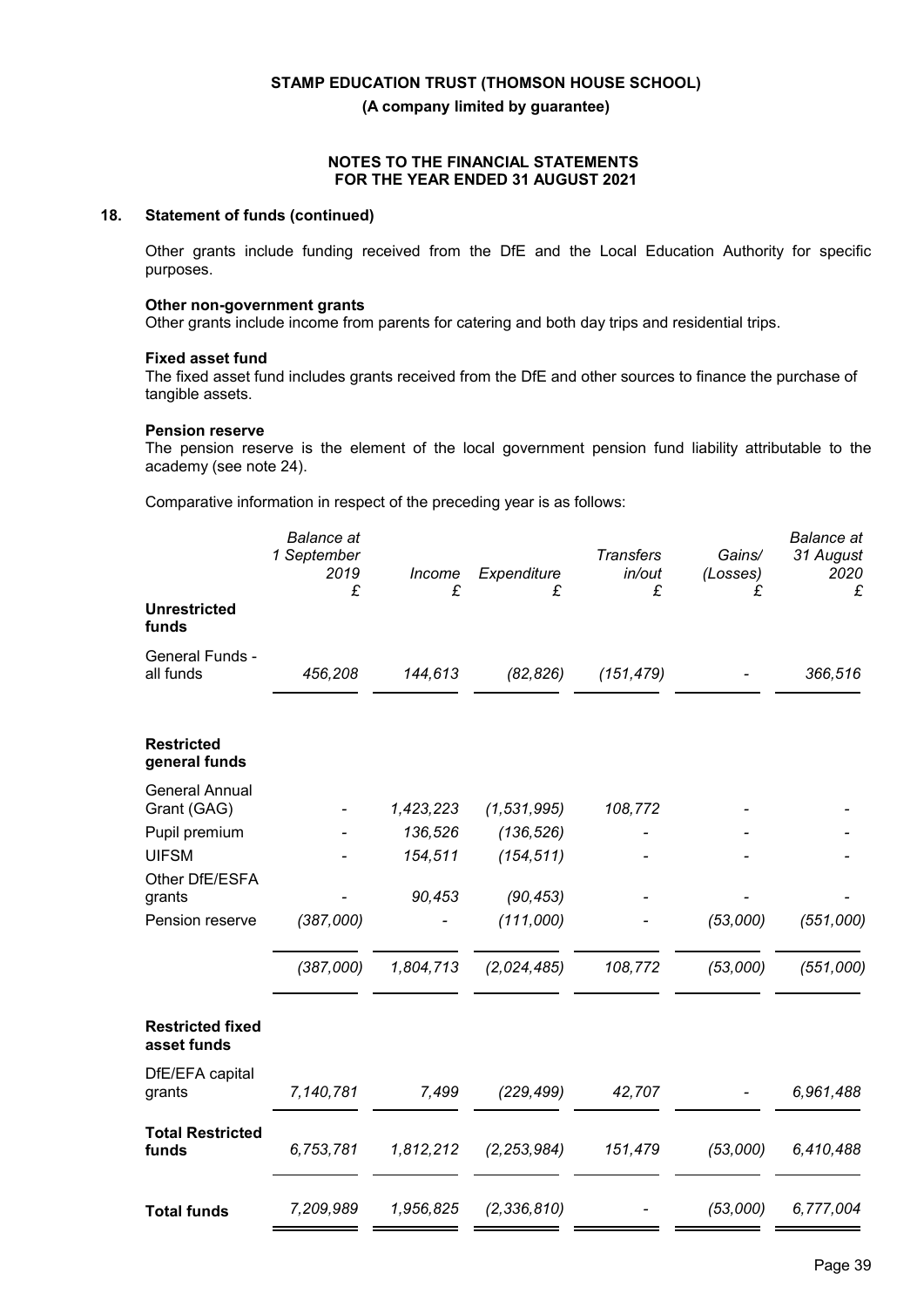## 18. Statement of funds (continued)

Other grants include funding received from the DfE and the Local Education Authority for specific purposes.

**Other non-government grants**

Other grants include income from parents for catering and both day trips and residential trips.

**Fixed asset fund**

The fixed asset fund includes grants received from the DfE and other sources to finance the purchase of tangible assets.

**Pension reserve**

The pension reserve is the element of the local government pension fund liability attributable to the academy (see note 24).

Comparative information in respect of the preceding year is as follows:

| | *Balance at 1 September 2019* £ | *Income* £ | *Expenditure* £ | *Transfers in/out* £ | *Gains/ (Losses)* £ | *Balance at 31 August 2020* £ |
|---|---|---|---|---|---|---|
| **Unrestricted funds** | | | | | | |
| General Funds - all funds | *456,208* | *144,613* | *(82,826)* | *(151,479)* | *-* | *366,516* |
| **Restricted general funds** | | | | | | |
| General Annual Grant (GAG) | *-* | *1,423,223* | *(1,531,995)* | *108,772* | *-* | *-* |
| Pupil premium | *-* | *136,526* | *(136,526)* | *-* | *-* | *-* |
| UIFSM | *-* | *154,511* | *(154,511)* | *-* | *-* | *-* |
| Other DfE/ESFA grants | *-* | *90,453* | *(90,453)* | *-* | *-* | *-* |
| Pension reserve | *(387,000)* | *-* | *(111,000)* | *-* | *(53,000)* | *(551,000)* |
| | *(387,000)* | *1,804,713* | *(2,024,485)* | *108,772* | *(53,000)* | *(551,000)* |
| **Restricted fixed asset funds** | | | | | | |
| DfE/EFA capital grants | *7,140,781* | *7,499* | *(229,499)* | *42,707* | *-* | *6,961,488* |
| **Total Restricted funds** | *6,753,781* | *1,812,212* | *(2,253,984)* | *151,479* | *(53,000)* | *6,410,488* |
| **Total funds** | *7,209,989* | *1,956,825* | *(2,336,810)* | *-* | *(53,000)* | *6,777,004* |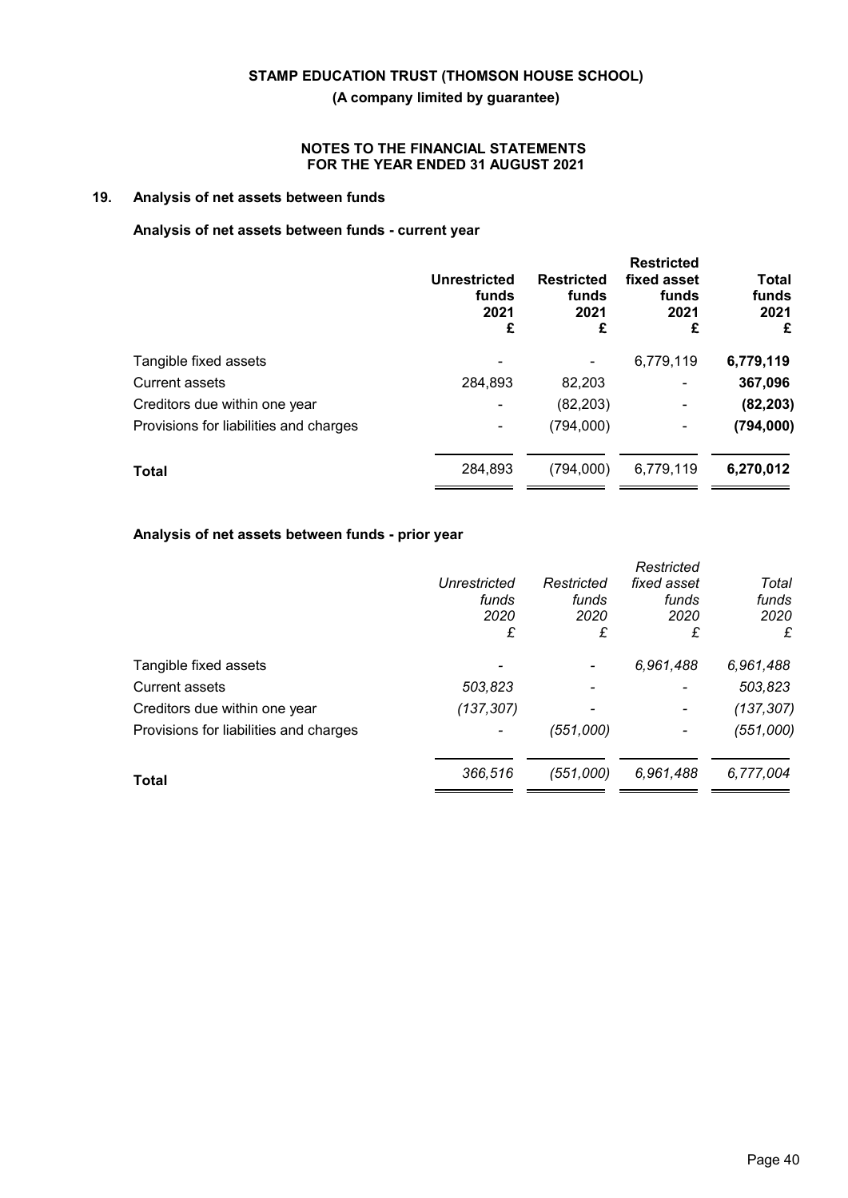**STAMP EDUCATION TRUST (THOMSON HOUSE SCHOOL)**

**(A company limited by guarantee)**

**NOTES TO THE FINANCIAL STATEMENTS
FOR THE YEAR ENDED 31 AUGUST 2021**

## 19. Analysis of net assets between funds

### Analysis of net assets between funds - current year

| | Unrestricted funds 2021 £ | Restricted funds 2021 £ | Restricted fixed asset funds 2021 £ | Total funds 2021 £ |
|---|---|---|---|---|
| Tangible fixed assets | - | - | 6,779,119 | **6,779,119** |
| Current assets | 284,893 | 82,203 | - | **367,096** |
| Creditors due within one year | - | (82,203) | - | **(82,203)** |
| Provisions for liabilities and charges | - | (794,000) | - | **(794,000)** |
| **Total** | 284,893 | (794,000) | 6,779,119 | **6,270,012** |

### Analysis of net assets between funds - prior year

| | *Unrestricted funds 2020 £* | *Restricted funds 2020 £* | *Restricted fixed asset funds 2020 £* | *Total funds 2020 £* |
|---|---|---|---|---|
| Tangible fixed assets | - | - | *6,961,488* | *6,961,488* |
| Current assets | *503,823* | - | - | *503,823* |
| Creditors due within one year | *(137,307)* | - | - | *(137,307)* |
| Provisions for liabilities and charges | - | *(551,000)* | - | *(551,000)* |
| **Total** | *366,516* | *(551,000)* | *6,961,488* | *6,777,004* |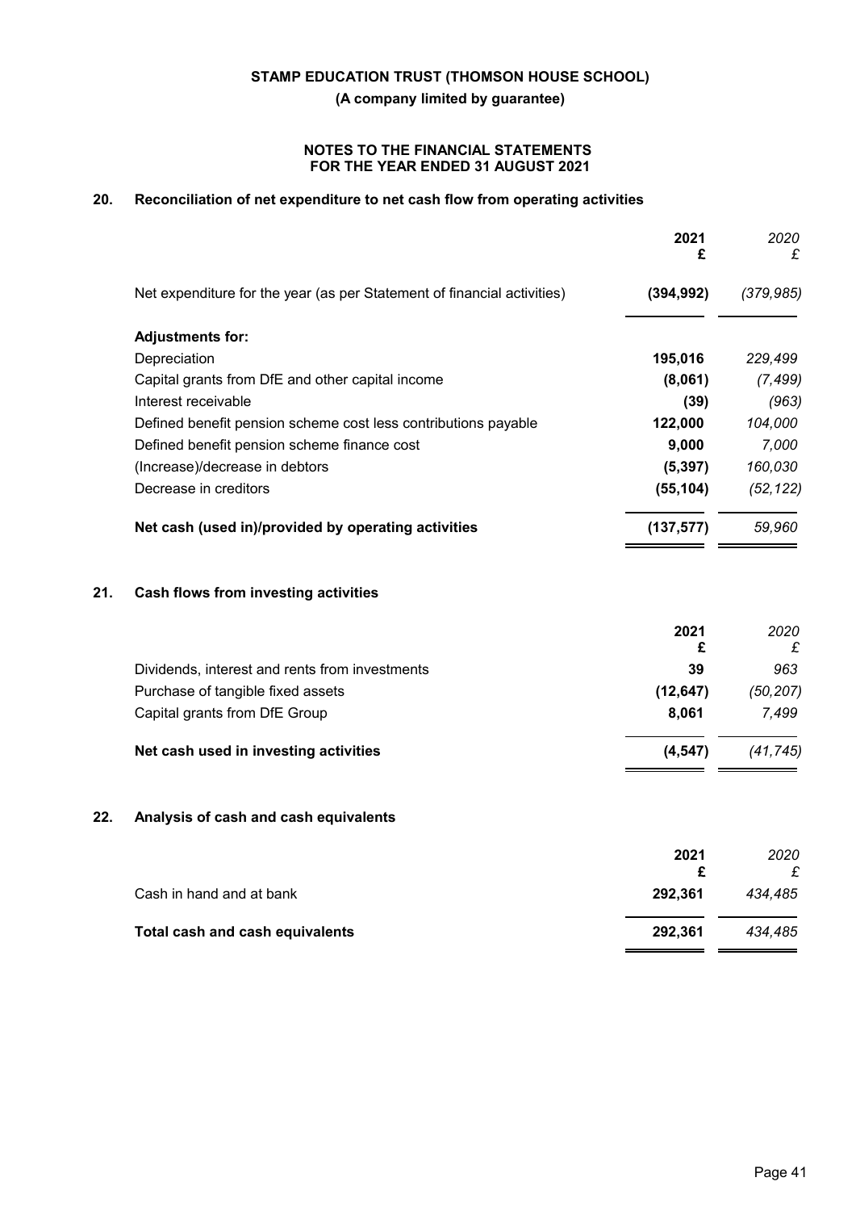**STAMP EDUCATION TRUST (THOMSON HOUSE SCHOOL)**

**(A company limited by guarantee)**

**NOTES TO THE FINANCIAL STATEMENTS FOR THE YEAR ENDED 31 AUGUST 2021**

## 20. Reconciliation of net expenditure to net cash flow from operating activities

| | 2021 £ | *2020 £* |
|---|---|---|
| Net expenditure for the year (as per Statement of financial activities) | **(394,992)** | *(379,985)* |
| **Adjustments for:** | | |
| Depreciation | **195,016** | *229,499* |
| Capital grants from DfE and other capital income | **(8,061)** | *(7,499)* |
| Interest receivable | **(39)** | *(963)* |
| Defined benefit pension scheme cost less contributions payable | **122,000** | *104,000* |
| Defined benefit pension scheme finance cost | **9,000** | *7,000* |
| (Increase)/decrease in debtors | **(5,397)** | *160,030* |
| Decrease in creditors | **(55,104)** | *(52,122)* |
| **Net cash (used in)/provided by operating activities** | **(137,577)** | *59,960* |

## 21. Cash flows from investing activities

| | 2021 £ | *2020 £* |
|---|---|---|
| Dividends, interest and rents from investments | **39** | *963* |
| Purchase of tangible fixed assets | **(12,647)** | *(50,207)* |
| Capital grants from DfE Group | **8,061** | *7,499* |
| **Net cash used in investing activities** | **(4,547)** | *(41,745)* |

## 22. Analysis of cash and cash equivalents

| | 2021 £ | *2020 £* |
|---|---|---|
| Cash in hand and at bank | **292,361** | *434,485* |
| **Total cash and cash equivalents** | **292,361** | *434,485* |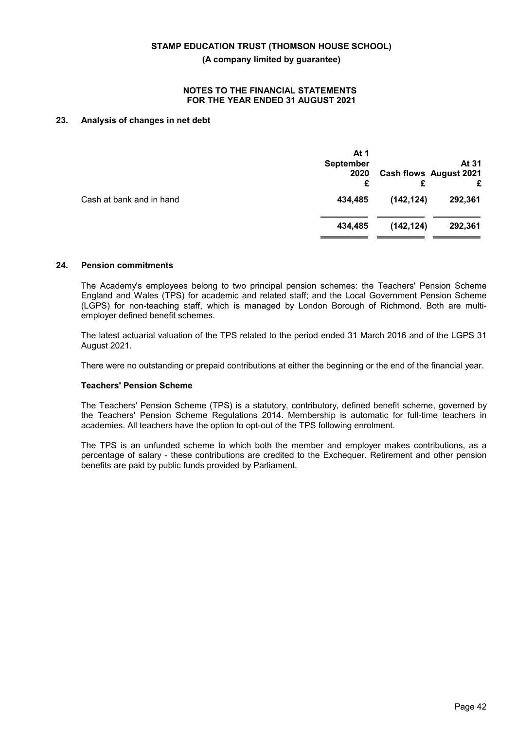## 23. Analysis of changes in net debt

| | At 1 September 2020 £ | Cash flows £ | At 31 August 2021 £ |
|---|---|---|---|
| Cash at bank and in hand | **434,485** | **(142,124)** | **292,361** |
| | **434,485** | **(142,124)** | **292,361** |

## 24. Pension commitments

The Academy's employees belong to two principal pension schemes: the Teachers' Pension Scheme England and Wales (TPS) for academic and related staff; and the Local Government Pension Scheme (LGPS) for non-teaching staff, which is managed by London Borough of Richmond. Both are multi-employer defined benefit schemes.

The latest actuarial valuation of the TPS related to the period ended 31 March 2016 and of the LGPS 31 August 2021.

There were no outstanding or prepaid contributions at either the beginning or the end of the financial year.

### Teachers' Pension Scheme

The Teachers' Pension Scheme (TPS) is a statutory, contributory, defined benefit scheme, governed by the Teachers' Pension Scheme Regulations 2014. Membership is automatic for full-time teachers in academies. All teachers have the option to opt-out of the TPS following enrolment.

The TPS is an unfunded scheme to which both the member and employer makes contributions, as a percentage of salary - these contributions are credited to the Exchequer. Retirement and other pension benefits are paid by public funds provided by Parliament.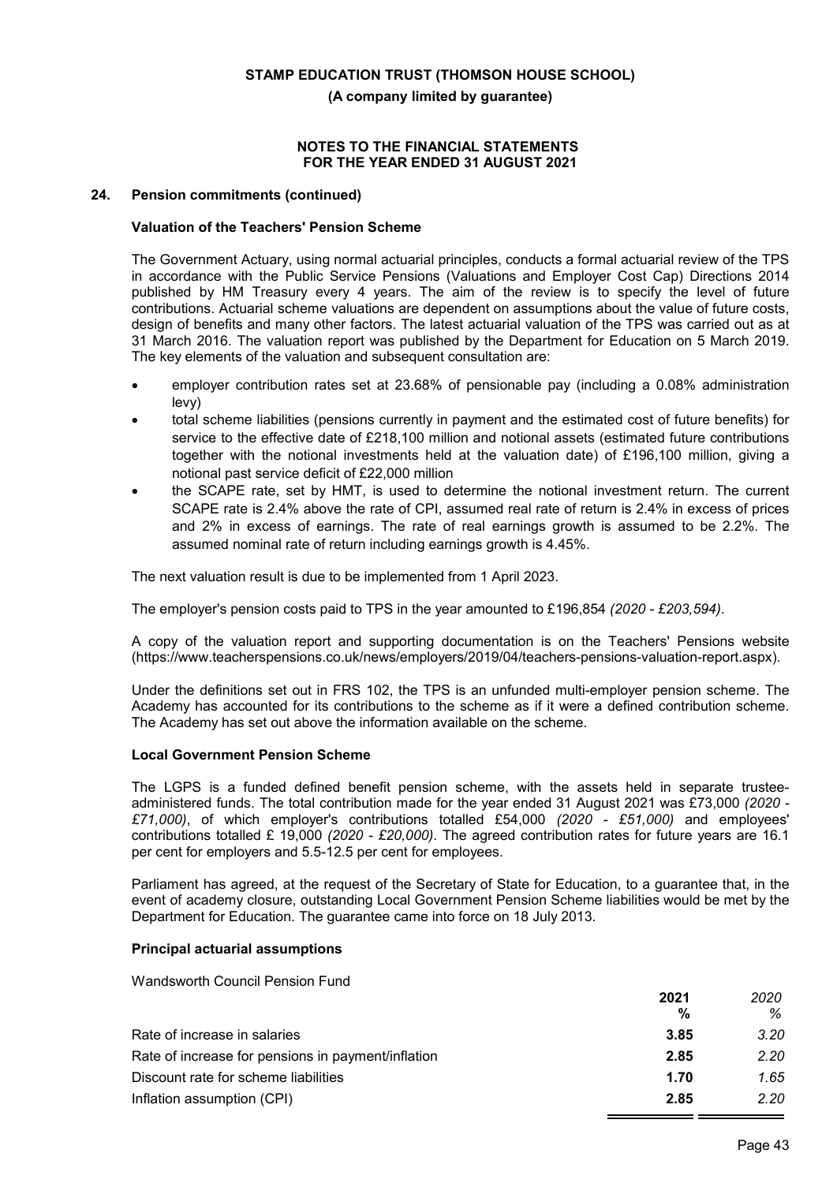## 24. Pension commitments (continued)

### Valuation of the Teachers' Pension Scheme

The Government Actuary, using normal actuarial principles, conducts a formal actuarial review of the TPS in accordance with the Public Service Pensions (Valuations and Employer Cost Cap) Directions 2014 published by HM Treasury every 4 years. The aim of the review is to specify the level of future contributions. Actuarial scheme valuations are dependent on assumptions about the value of future costs, design of benefits and many other factors. The latest actuarial valuation of the TPS was carried out as at 31 March 2016. The valuation report was published by the Department for Education on 5 March 2019. The key elements of the valuation and subsequent consultation are:

- employer contribution rates set at 23.68% of pensionable pay (including a 0.08% administration levy)
- total scheme liabilities (pensions currently in payment and the estimated cost of future benefits) for service to the effective date of £218,100 million and notional assets (estimated future contributions together with the notional investments held at the valuation date) of £196,100 million, giving a notional past service deficit of £22,000 million
- the SCAPE rate, set by HMT, is used to determine the notional investment return. The current SCAPE rate is 2.4% above the rate of CPI, assumed real rate of return is 2.4% in excess of prices and 2% in excess of earnings. The rate of real earnings growth is assumed to be 2.2%. The assumed nominal rate of return including earnings growth is 4.45%.

The next valuation result is due to be implemented from 1 April 2023.

The employer's pension costs paid to TPS in the year amounted to £196,854 *(2020 - £203,594)*.

A copy of the valuation report and supporting documentation is on the Teachers' Pensions website (https://www.teacherspensions.co.uk/news/employers/2019/04/teachers-pensions-valuation-report.aspx).

Under the definitions set out in FRS 102, the TPS is an unfunded multi-employer pension scheme. The Academy has accounted for its contributions to the scheme as if it were a defined contribution scheme. The Academy has set out above the information available on the scheme.

### Local Government Pension Scheme

The LGPS is a funded defined benefit pension scheme, with the assets held in separate trustee-administered funds. The total contribution made for the year ended 31 August 2021 was £73,000 *(2020 - £71,000)*, of which employer's contributions totalled £54,000 *(2020 - £51,000)* and employees' contributions totalled £ 19,000 *(2020 - £20,000)*. The agreed contribution rates for future years are 16.1 per cent for employers and 5.5-12.5 per cent for employees.

Parliament has agreed, at the request of the Secretary of State for Education, to a guarantee that, in the event of academy closure, outstanding Local Government Pension Scheme liabilities would be met by the Department for Education. The guarantee came into force on 18 July 2013.

### Principal actuarial assumptions

Wandsworth Council Pension Fund

| | **2021 %** | *2020 %* |
|---|---|---|
| Rate of increase in salaries | **3.85** | *3.20* |
| Rate of increase for pensions in payment/inflation | **2.85** | *2.20* |
| Discount rate for scheme liabilities | **1.70** | *1.65* |
| Inflation assumption (CPI) | **2.85** | *2.20* |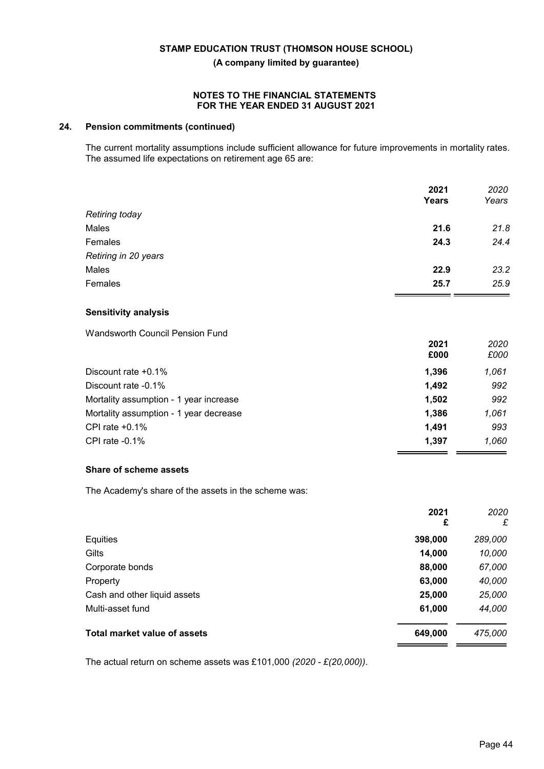**STAMP EDUCATION TRUST (THOMSON HOUSE SCHOOL)**

**(A company limited by guarantee)**

**NOTES TO THE FINANCIAL STATEMENTS FOR THE YEAR ENDED 31 AUGUST 2021**

## 24. Pension commitments (continued)

The current mortality assumptions include sufficient allowance for future improvements in mortality rates. The assumed life expectations on retirement age 65 are:

| | **2021** **Years** | *2020* *Years* |
|---|---|---|
| *Retiring today* | | |
| Males | **21.6** | *21.8* |
| Females | **24.3** | *24.4* |
| *Retiring in 20 years* | | |
| Males | **22.9** | *23.2* |
| Females | **25.7** | *25.9* |

### Sensitivity analysis

Wandsworth Council Pension Fund

| | **2021** **£000** | *2020* *£000* |
|---|---|---|
| Discount rate +0.1% | **1,396** | *1,061* |
| Discount rate -0.1% | **1,492** | *992* |
| Mortality assumption - 1 year increase | **1,502** | *992* |
| Mortality assumption - 1 year decrease | **1,386** | *1,061* |
| CPI rate +0.1% | **1,491** | *993* |
| CPI rate -0.1% | **1,397** | *1,060* |

### Share of scheme assets

The Academy's share of the assets in the scheme was:

| | **2021** **£** | *2020* *£* |
|---|---|---|
| Equities | **398,000** | *289,000* |
| Gilts | **14,000** | *10,000* |
| Corporate bonds | **88,000** | *67,000* |
| Property | **63,000** | *40,000* |
| Cash and other liquid assets | **25,000** | *25,000* |
| Multi-asset fund | **61,000** | *44,000* |
| **Total market value of assets** | **649,000** | *475,000* |

The actual return on scheme assets was £101,000 *(2020 - £(20,000))*.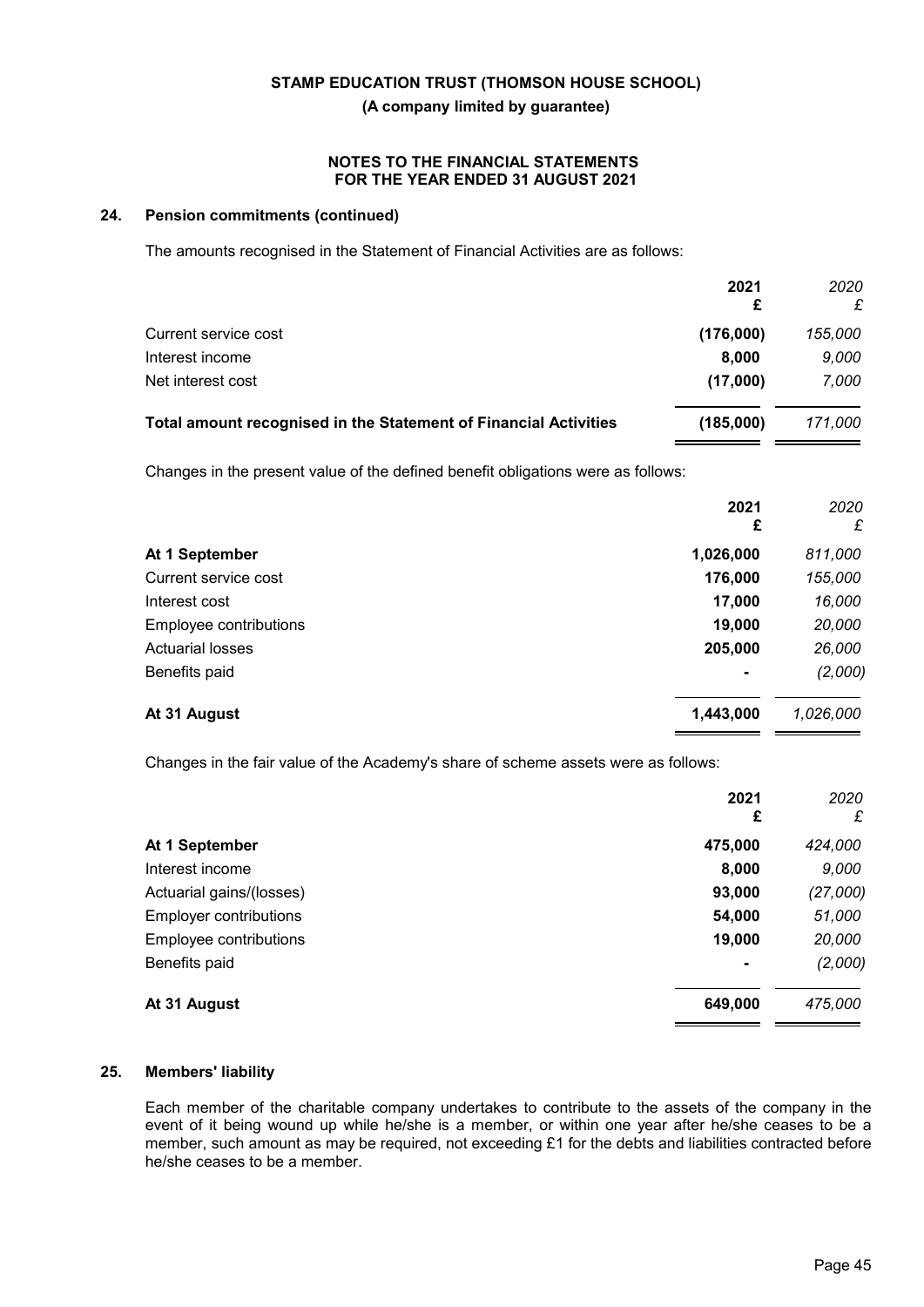STAMP EDUCATION TRUST (THOMSON HOUSE SCHOOL)

(A company limited by guarantee)

NOTES TO THE FINANCIAL STATEMENTS
FOR THE YEAR ENDED 31 AUGUST 2021

## 24. Pension commitments (continued)

The amounts recognised in the Statement of Financial Activities are as follows:

| | 2021 £ | *2020 £* |
|---|---|---|
| Current service cost | (176,000) | *155,000* |
| Interest income | 8,000 | *9,000* |
| Net interest cost | (17,000) | *7,000* |
| **Total amount recognised in the Statement of Financial Activities** | **(185,000)** | *171,000* |

Changes in the present value of the defined benefit obligations were as follows:

| | 2021 £ | *2020 £* |
|---|---|---|
| **At 1 September** | 1,026,000 | *811,000* |
| Current service cost | 176,000 | *155,000* |
| Interest cost | 17,000 | *16,000* |
| Employee contributions | 19,000 | *20,000* |
| Actuarial losses | 205,000 | *26,000* |
| Benefits paid | - | *(2,000)* |
| **At 31 August** | 1,443,000 | *1,026,000* |

Changes in the fair value of the Academy's share of scheme assets were as follows:

| | 2021 £ | *2020 £* |
|---|---|---|
| **At 1 September** | 475,000 | *424,000* |
| Interest income | 8,000 | *9,000* |
| Actuarial gains/(losses) | 93,000 | *(27,000)* |
| Employer contributions | 54,000 | *51,000* |
| Employee contributions | 19,000 | *20,000* |
| Benefits paid | - | *(2,000)* |
| **At 31 August** | 649,000 | *475,000* |

## 25. Members' liability

Each member of the charitable company undertakes to contribute to the assets of the company in the event of it being wound up while he/she is a member, or within one year after he/she ceases to be a member, such amount as may be required, not exceeding £1 for the debts and liabilities contracted before he/she ceases to be a member.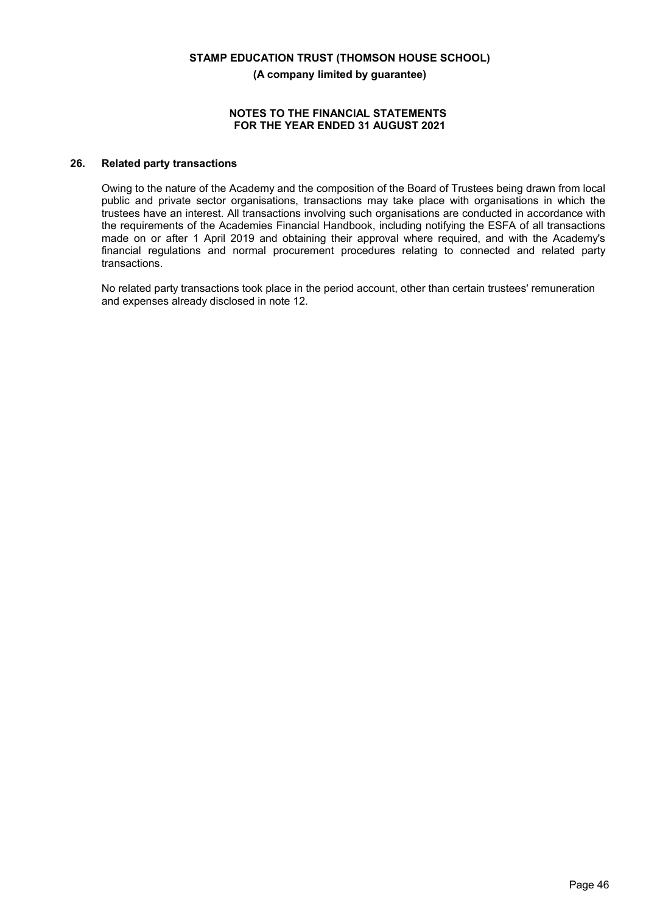## 26. Related party transactions

Owing to the nature of the Academy and the composition of the Board of Trustees being drawn from local public and private sector organisations, transactions may take place with organisations in which the trustees have an interest. All transactions involving such organisations are conducted in accordance with the requirements of the Academies Financial Handbook, including notifying the ESFA of all transactions made on or after 1 April 2019 and obtaining their approval where required, and with the Academy's financial regulations and normal procurement procedures relating to connected and related party transactions.

No related party transactions took place in the period account, other than certain trustees' remuneration and expenses already disclosed in note 12.